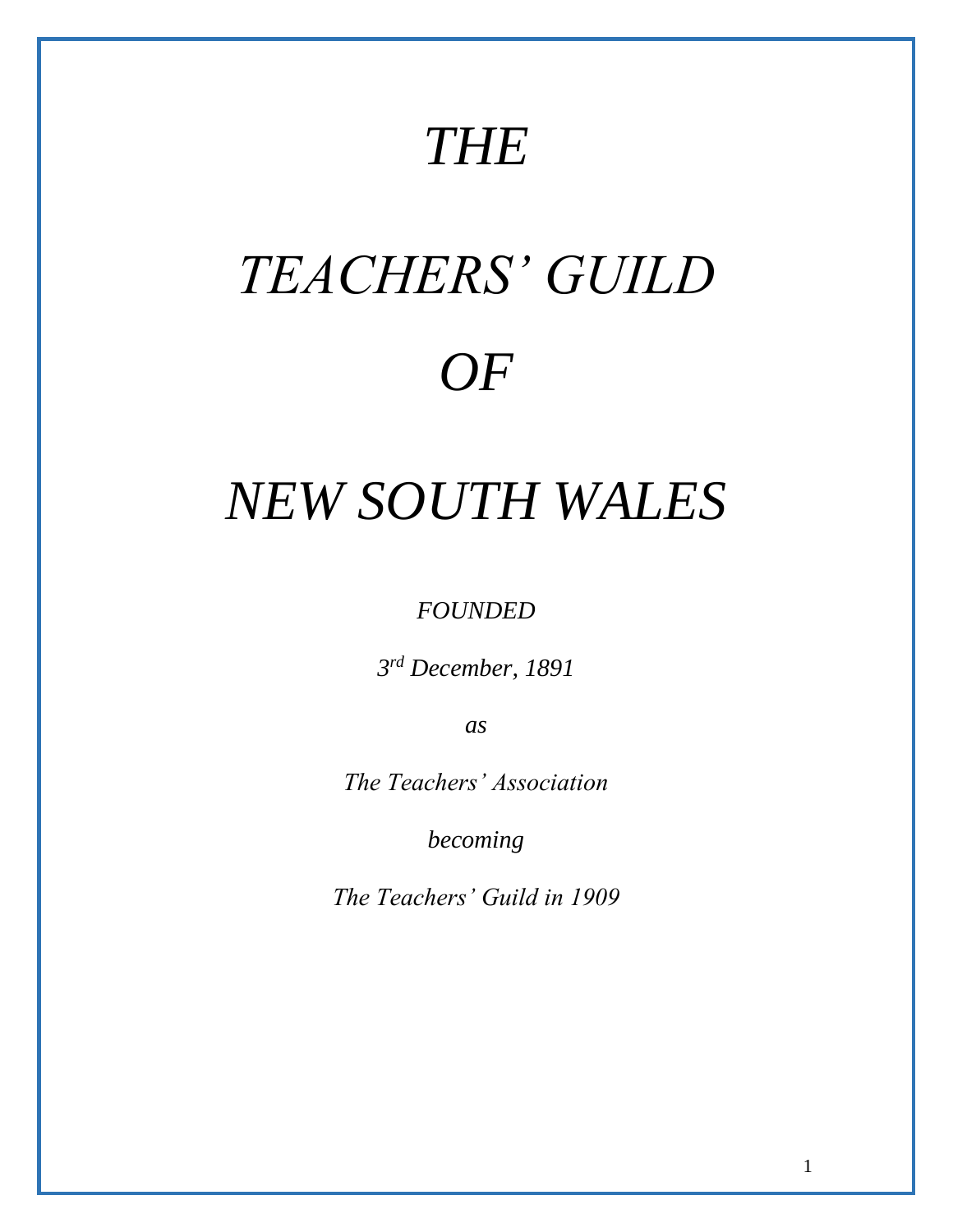# *THE*

# *TEACHERS' GUILD*

# *OF*

# *NEW SOUTH WALES*

*FOUNDED*

*3rd December, 1891*

*as*

*The Teachers' Association*

*becoming*

*The Teachers' Guild in 1909*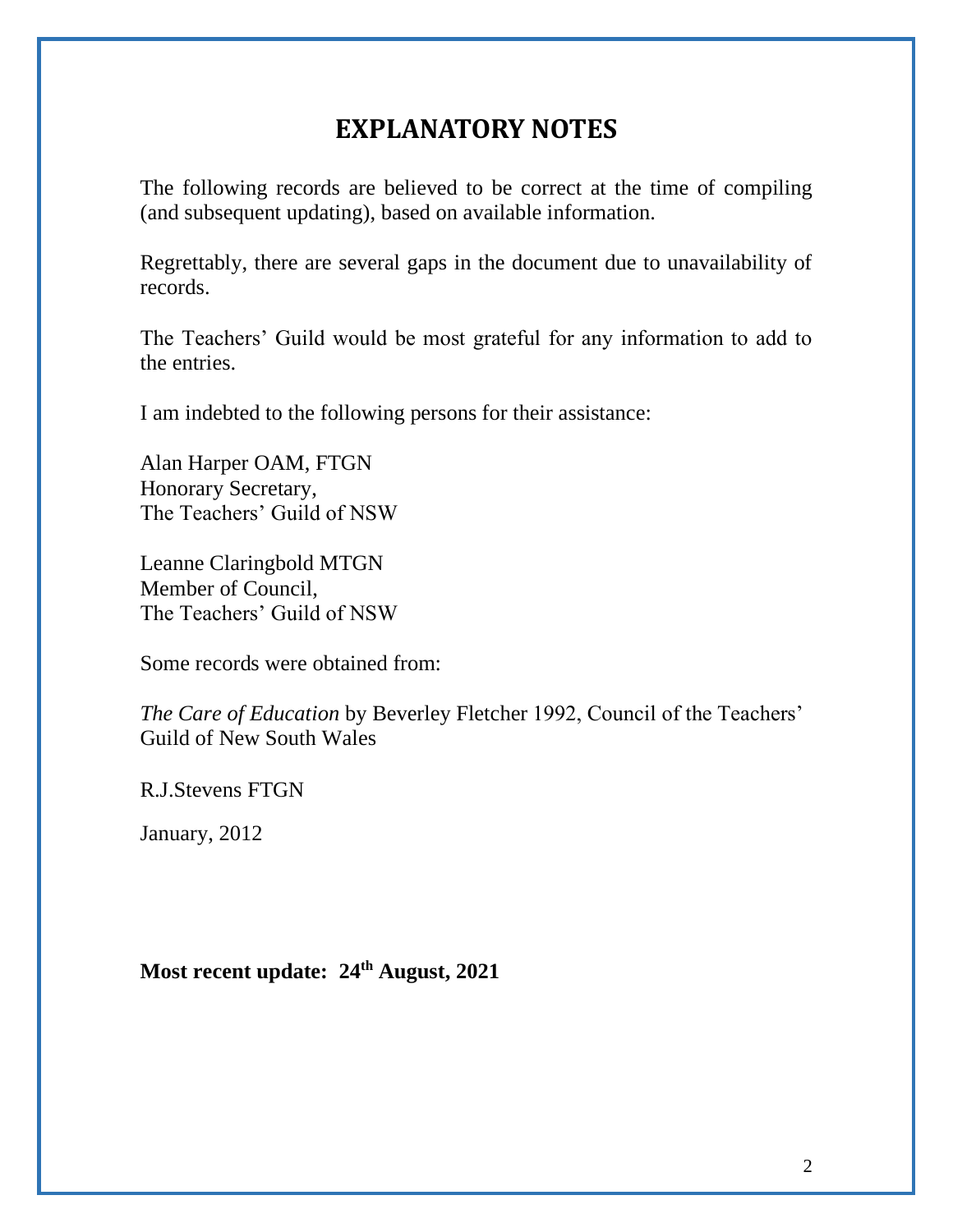# EXPLANATORY NOTES

The following records are believed to be correct at the time of compiling (and subsequent updating), based on available information.

Regrettably, there are several gaps in the document due to unavailability of records.

The Teachers' Guild would be most grateful for any information to add to the entries.

I am indebted to the following persons for their assistance:

Alan Harper OAM, FTGN  
Honorary Secretary,  
The Teachers' Guild of NSW

Leanne Claringbold MTGN  
Member of Council,  
The Teachers' Guild of NSW

Some records were obtained from:

*The Care of Education* by Beverley Fletcher 1992, Council of the Teachers' Guild of New South Wales

R.J.Stevens FTGN

January, 2012

**Most recent update: 24th August, 2021**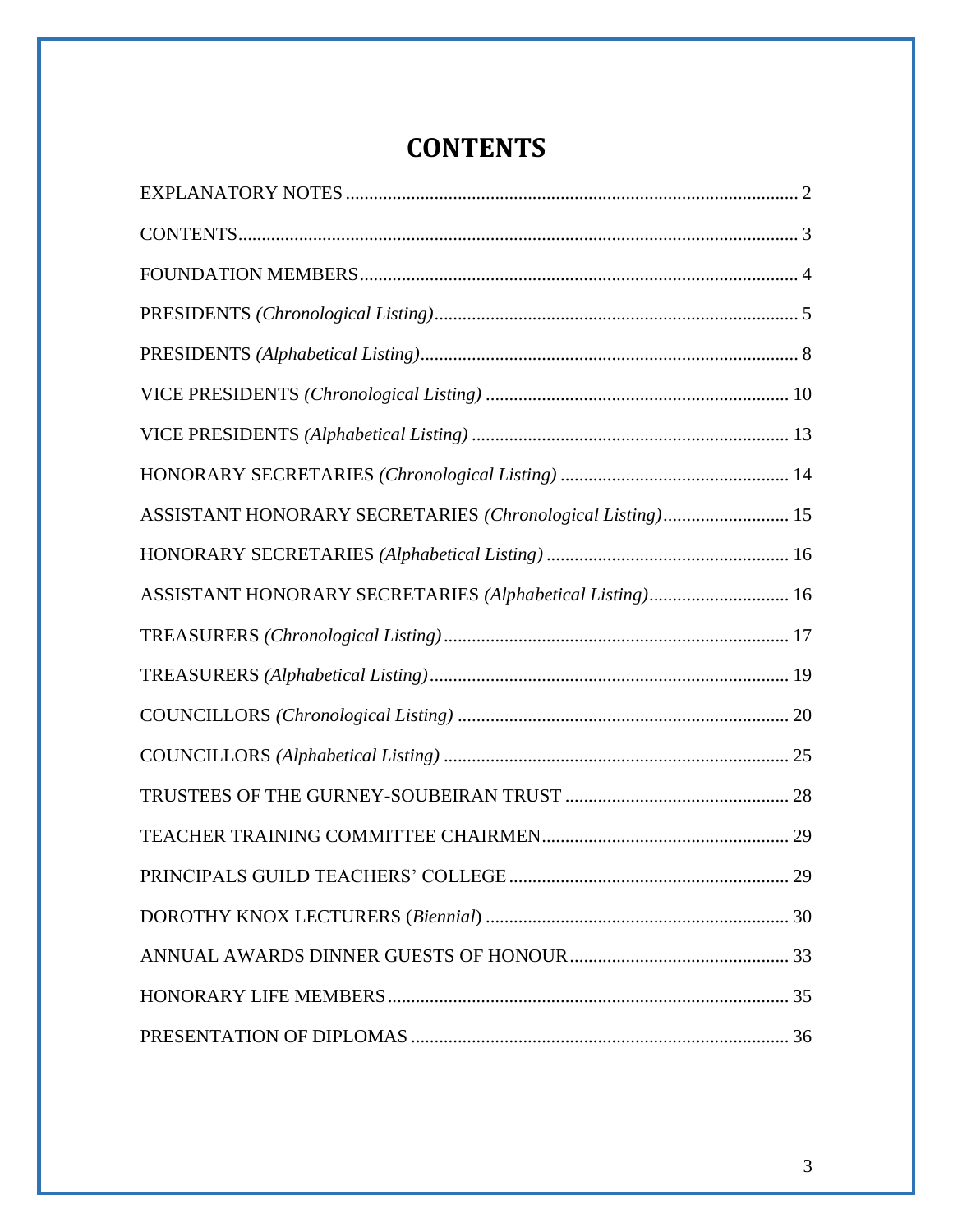# CONTENTS

| | |
|---|---|
| EXPLANATORY NOTES | 2 |
| CONTENTS | 3 |
| FOUNDATION MEMBERS | 4 |
| PRESIDENTS *(Chronological Listing)* | 5 |
| PRESIDENTS *(Alphabetical Listing)* | 8 |
| VICE PRESIDENTS *(Chronological Listing)* | 10 |
| VICE PRESIDENTS *(Alphabetical Listing)* | 13 |
| HONORARY SECRETARIES *(Chronological Listing)* | 14 |
| ASSISTANT HONORARY SECRETARIES *(Chronological Listing)* | 15 |
| HONORARY SECRETARIES *(Alphabetical Listing)* | 16 |
| ASSISTANT HONORARY SECRETARIES *(Alphabetical Listing)* | 16 |
| TREASURERS *(Chronological Listing)* | 17 |
| TREASURERS *(Alphabetical Listing)* | 19 |
| COUNCILLORS *(Chronological Listing)* | 20 |
| COUNCILLORS *(Alphabetical Listing)* | 25 |
| TRUSTEES OF THE GURNEY-SOUBEIRAN TRUST | 28 |
| TEACHER TRAINING COMMITTEE CHAIRMEN | 29 |
| PRINCIPALS GUILD TEACHERS' COLLEGE | 29 |
| DOROTHY KNOX LECTURERS (*Biennial*) | 30 |
| ANNUAL AWARDS DINNER GUESTS OF HONOUR | 33 |
| HONORARY LIFE MEMBERS | 35 |
| PRESENTATION OF DIPLOMAS | 36 |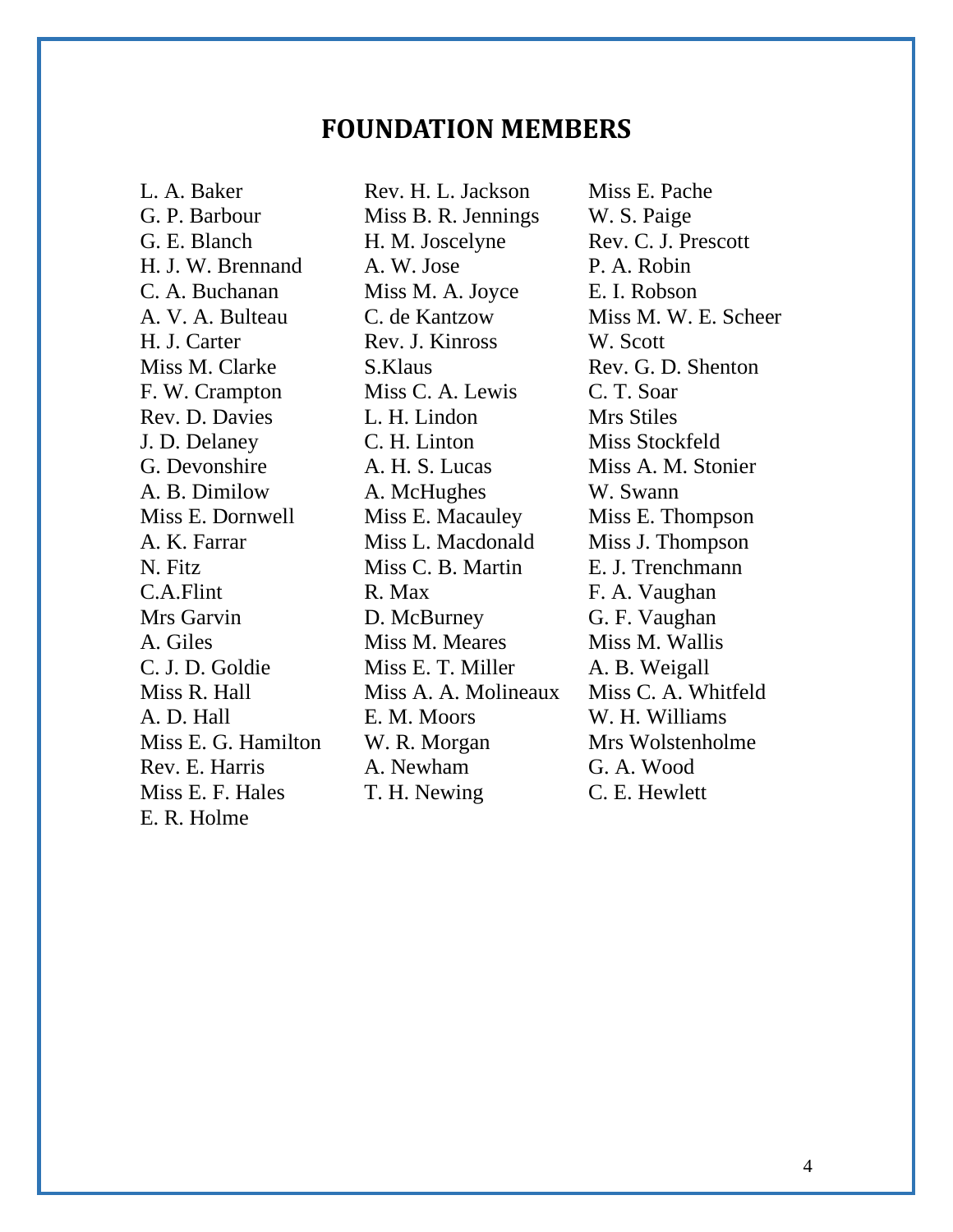# FOUNDATION MEMBERS

L. A. Baker
G. P. Barbour
G. E. Blanch
H. J. W. Brennand
C. A. Buchanan
A. V. A. Bulteau
H. J. Carter
Miss M. Clarke
F. W. Crampton
Rev. D. Davies
J. D. Delaney
G. Devonshire
A. B. Dimilow
Miss E. Dornwell
A. K. Farrar
N. Fitz
C.A.Flint
Mrs Garvin
A. Giles
C. J. D. Goldie
Miss R. Hall
A. D. Hall
Miss E. G. Hamilton
Rev. E. Harris
Miss E. F. Hales
E. R. Holme
Rev. H. L. Jackson
Miss B. R. Jennings
H. M. Joscelyne
A. W. Jose
Miss M. A. Joyce
C. de Kantzow
Rev. J. Kinross
S.Klaus
Miss C. A. Lewis
L. H. Lindon
C. H. Linton
A. H. S. Lucas
A. McHughes
Miss E. Macauley
Miss L. Macdonald
Miss C. B. Martin
R. Max
D. McBurney
Miss M. Meares
Miss E. T. Miller
Miss A. A. Molineaux
E. M. Moors
W. R. Morgan
A. Newham
T. H. Newing
Miss E. Pache
W. S. Paige
Rev. C. J. Prescott
P. A. Robin
E. I. Robson
Miss M. W. E. Scheer
W. Scott
Rev. G. D. Shenton
C. T. Soar
Mrs Stiles
Miss Stockfeld
Miss A. M. Stonier
W. Swann
Miss E. Thompson
Miss J. Thompson
E. J. Trenchmann
F. A. Vaughan
G. F. Vaughan
Miss M. Wallis
A. B. Weigall
Miss C. A. Whitfeld
W. H. Williams
Mrs Wolstenholme
G. A. Wood
C. E. Hewlett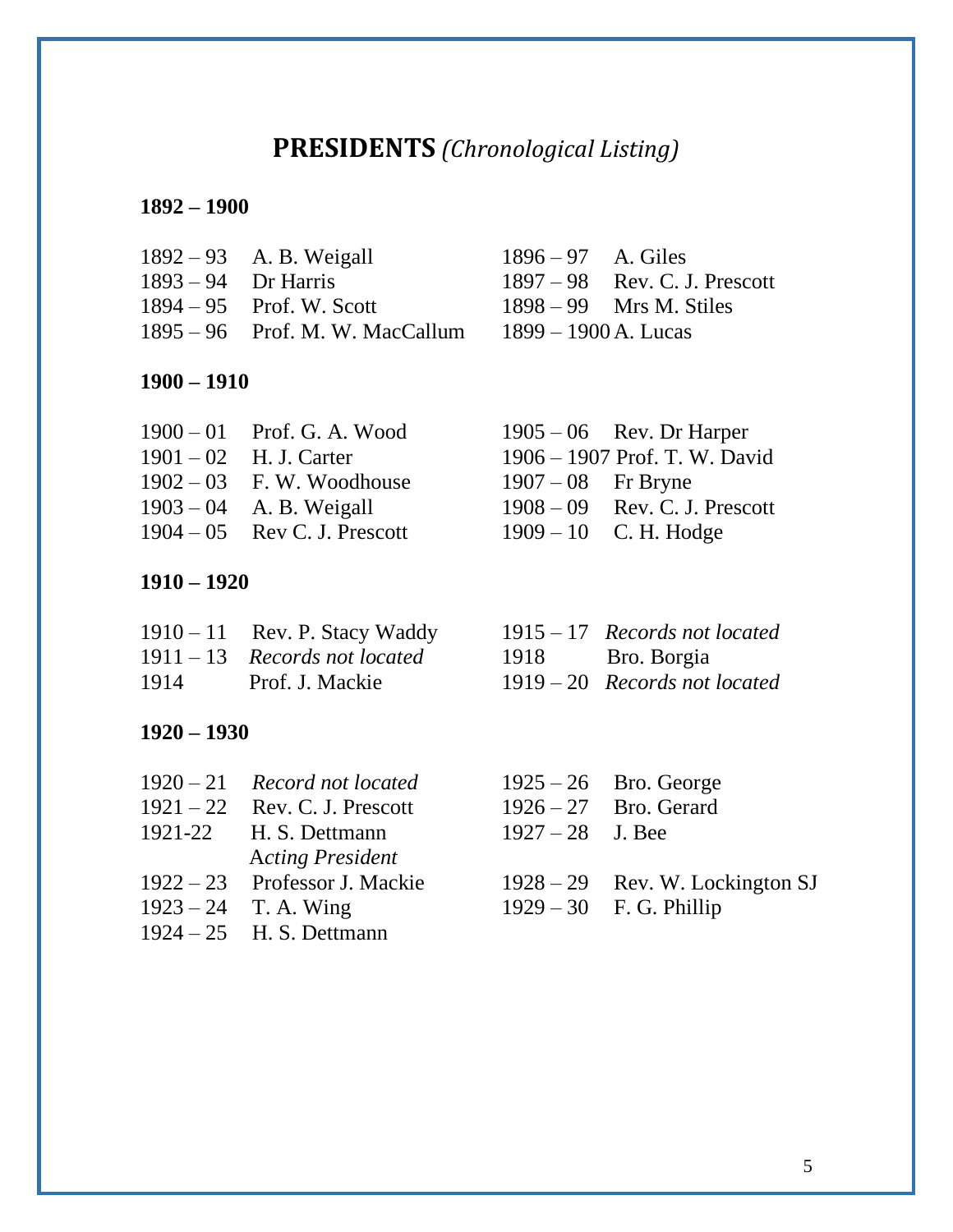# **PRESIDENTS** *(Chronological Listing)*

**1892 – 1900**

1892 – 93 A. B. Weigall
1893 – 94 Dr Harris
1894 – 95 Prof. W. Scott
1895 – 96 Prof. M. W. MacCallum
1896 – 97 A. Giles
1897 – 98 Rev. C. J. Prescott
1898 – 99 Mrs M. Stiles
1899 – 1900 A. Lucas

**1900 – 1910**

1900 – 01 Prof. G. A. Wood
1901 – 02 H. J. Carter
1902 – 03 F. W. Woodhouse
1903 – 04 A. B. Weigall
1904 – 05 Rev C. J. Prescott
1905 – 06 Rev. Dr Harper
1906 – 1907 Prof. T. W. David
1907 – 08 Fr Bryne
1908 – 09 Rev. C. J. Prescott
1909 – 10 C. H. Hodge

**1910 – 1920**

1910 – 11 Rev. P. Stacy Waddy
1911 – 13 *Records not located*
1914 Prof. J. Mackie
1915 – 17 *Records not located*
1918 Bro. Borgia
1919 – 20 *Records not located*

**1920 – 1930**

1920 – 21 *Record not located*
1921 – 22 Rev. C. J. Prescott
1921-22 H. S. Dettmann *Acting President*
1922 – 23 Professor J. Mackie
1923 – 24 T. A. Wing
1924 – 25 H. S. Dettmann
1925 – 26 Bro. George
1926 – 27 Bro. Gerard
1927 – 28 J. Bee
1928 – 29 Rev. W. Lockington SJ
1929 – 30 F. G. Phillip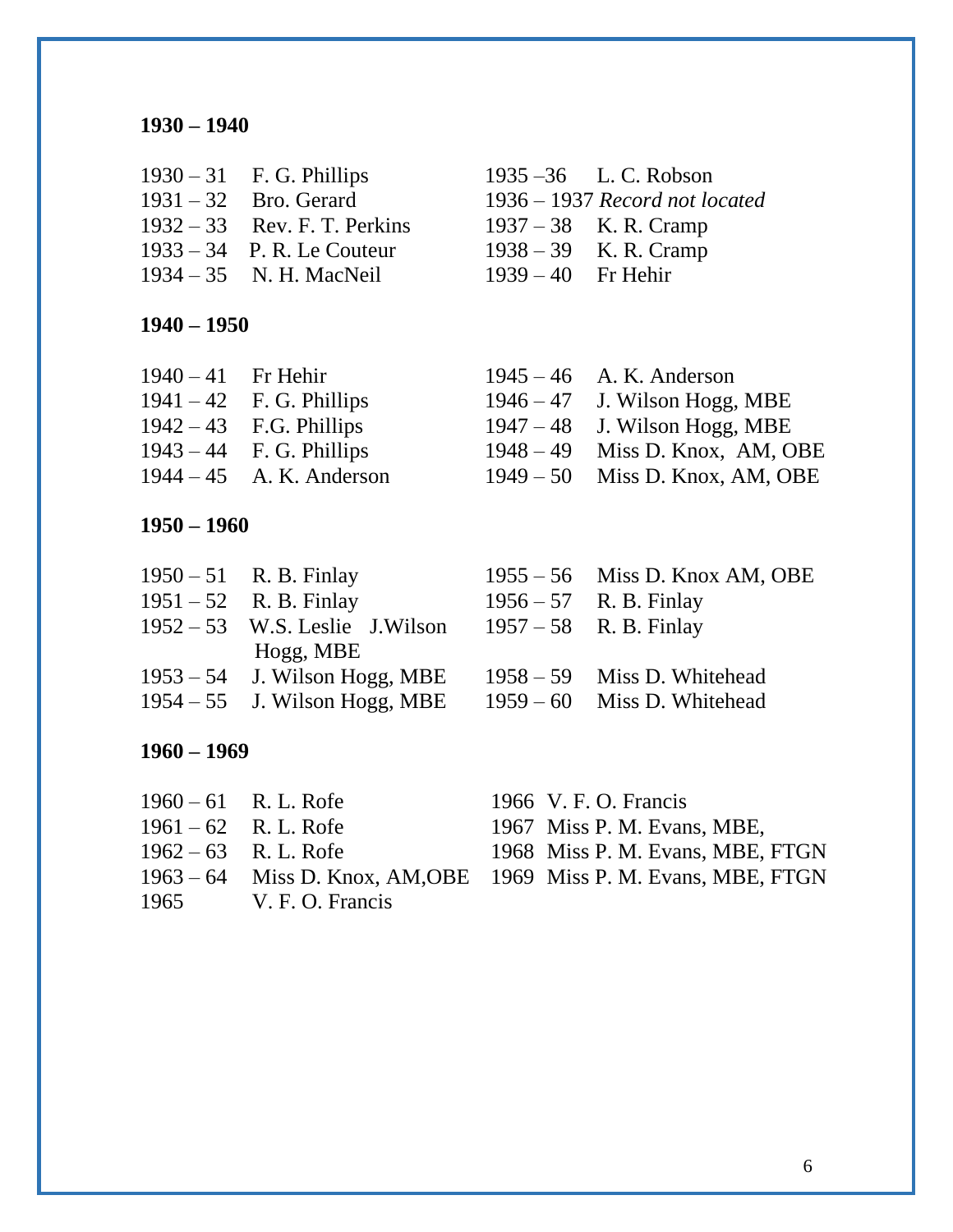**1930 – 1940**

1930 – 31 F. G. Phillips
1931 – 32 Bro. Gerard
1932 – 33 Rev. F. T. Perkins
1933 – 34 P. R. Le Couteur
1934 – 35 N. H. MacNeil
1935 –36 L. C. Robson
1936 – 1937 *Record not located*
1937 – 38 K. R. Cramp
1938 – 39 K. R. Cramp
1939 – 40 Fr Hehir

**1940 – 1950**

1940 – 41 Fr Hehir
1941 – 42 F. G. Phillips
1942 – 43 F.G. Phillips
1943 – 44 F. G. Phillips
1944 – 45 A. K. Anderson
1945 – 46 A. K. Anderson
1946 – 47 J. Wilson Hogg, MBE
1947 – 48 J. Wilson Hogg, MBE
1948 – 49 Miss D. Knox, AM, OBE
1949 – 50 Miss D. Knox, AM, OBE

**1950 – 1960**

1950 – 51 R. B. Finlay
1951 – 52 R. B. Finlay
1952 – 53 W.S. Leslie J.Wilson Hogg, MBE
1953 – 54 J. Wilson Hogg, MBE
1954 – 55 J. Wilson Hogg, MBE
1955 – 56 Miss D. Knox AM, OBE
1956 – 57 R. B. Finlay
1957 – 58 R. B. Finlay
1958 – 59 Miss D. Whitehead
1959 – 60 Miss D. Whitehead

**1960 – 1969**

1960 – 61 R. L. Rofe
1961 – 62 R. L. Rofe
1962 – 63 R. L. Rofe
1963 – 64 Miss D. Knox, AM,OBE
1965 V. F. O. Francis
1966 V. F. O. Francis
1967 Miss P. M. Evans, MBE,
1968 Miss P. M. Evans, MBE, FTGN
1969 Miss P. M. Evans, MBE, FTGN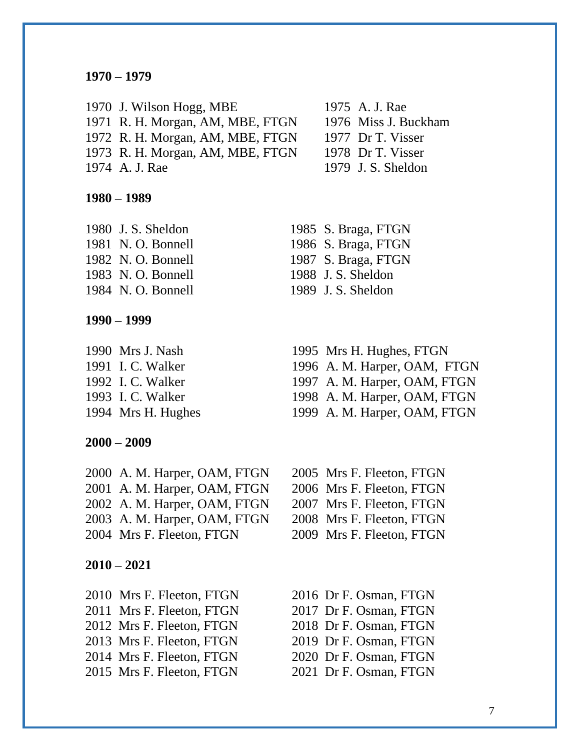**1970 – 1979**

1970 J. Wilson Hogg, MBE
1971 R. H. Morgan, AM, MBE, FTGN
1972 R. H. Morgan, AM, MBE, FTGN
1973 R. H. Morgan, AM, MBE, FTGN
1974 A. J. Rae
1975 A. J. Rae
1976 Miss J. Buckham
1977 Dr T. Visser
1978 Dr T. Visser
1979 J. S. Sheldon

**1980 – 1989**

1980 J. S. Sheldon
1981 N. O. Bonnell
1982 N. O. Bonnell
1983 N. O. Bonnell
1984 N. O. Bonnell
1985 S. Braga, FTGN
1986 S. Braga, FTGN
1987 S. Braga, FTGN
1988 J. S. Sheldon
1989 J. S. Sheldon

**1990 – 1999**

1990 Mrs J. Nash
1991 I. C. Walker
1992 I. C. Walker
1993 I. C. Walker
1994 Mrs H. Hughes
1995 Mrs H. Hughes, FTGN
1996 A. M. Harper, OAM, FTGN
1997 A. M. Harper, OAM, FTGN
1998 A. M. Harper, OAM, FTGN
1999 A. M. Harper, OAM, FTGN

**2000 – 2009**

2000 A. M. Harper, OAM, FTGN
2001 A. M. Harper, OAM, FTGN
2002 A. M. Harper, OAM, FTGN
2003 A. M. Harper, OAM, FTGN
2004 Mrs F. Fleeton, FTGN
2005 Mrs F. Fleeton, FTGN
2006 Mrs F. Fleeton, FTGN
2007 Mrs F. Fleeton, FTGN
2008 Mrs F. Fleeton, FTGN
2009 Mrs F. Fleeton, FTGN

**2010 – 2021**

2010 Mrs F. Fleeton, FTGN
2011 Mrs F. Fleeton, FTGN
2012 Mrs F. Fleeton, FTGN
2013 Mrs F. Fleeton, FTGN
2014 Mrs F. Fleeton, FTGN
2015 Mrs F. Fleeton, FTGN
2016 Dr F. Osman, FTGN
2017 Dr F. Osman, FTGN
2018 Dr F. Osman, FTGN
2019 Dr F. Osman, FTGN
2020 Dr F. Osman, FTGN
2021 Dr F. Osman, FTGN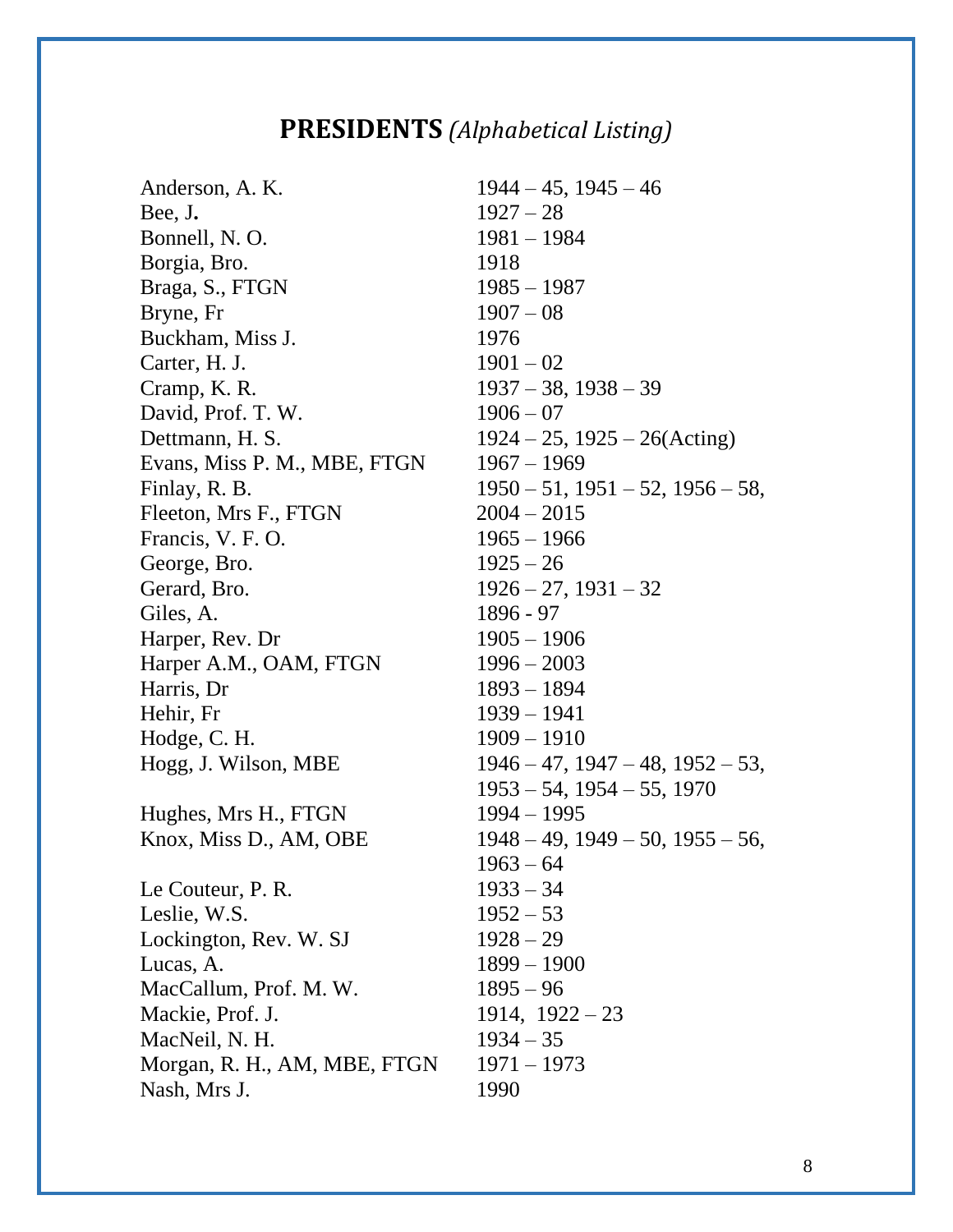## **PRESIDENTS** *(Alphabetical Listing)*

| | |
|---|---|
| Anderson, A. K. | 1944 – 45, 1945 – 46 |
| Bee, J**.** | 1927 – 28 |
| Bonnell, N. O. | 1981 – 1984 |
| Borgia, Bro. | 1918 |
| Braga, S., FTGN | 1985 – 1987 |
| Bryne, Fr | 1907 – 08 |
| Buckham, Miss J. | 1976 |
| Carter, H. J. | 1901 – 02 |
| Cramp, K. R. | 1937 – 38, 1938 – 39 |
| David, Prof. T. W. | 1906 – 07 |
| Dettmann, H. S. | 1924 – 25, 1925 – 26(Acting) |
| Evans, Miss P. M., MBE, FTGN | 1967 – 1969 |
| Finlay, R. B. | 1950 – 51, 1951 – 52, 1956 – 58, |
| Fleeton, Mrs F., FTGN | 2004 – 2015 |
| Francis, V. F. O. | 1965 – 1966 |
| George, Bro. | 1925 – 26 |
| Gerard, Bro. | 1926 – 27, 1931 – 32 |
| Giles, A. | 1896 - 97 |
| Harper, Rev. Dr | 1905 – 1906 |
| Harper A.M., OAM, FTGN | 1996 – 2003 |
| Harris, Dr | 1893 – 1894 |
| Hehir, Fr | 1939 – 1941 |
| Hodge, C. H. | 1909 – 1910 |
| Hogg, J. Wilson, MBE | 1946 – 47, 1947 – 48, 1952 – 53, 1953 – 54, 1954 – 55, 1970 |
| Hughes, Mrs H., FTGN | 1994 – 1995 |
| Knox, Miss D., AM, OBE | 1948 – 49, 1949 – 50, 1955 – 56, 1963 – 64 |
| Le Couteur, P. R. | 1933 – 34 |
| Leslie, W.S. | 1952 – 53 |
| Lockington, Rev. W. SJ | 1928 – 29 |
| Lucas, A. | 1899 – 1900 |
| MacCallum, Prof. M. W. | 1895 – 96 |
| Mackie, Prof. J. | 1914, 1922 – 23 |
| MacNeil, N. H. | 1934 – 35 |
| Morgan, R. H., AM, MBE, FTGN | 1971 – 1973 |
| Nash, Mrs J. | 1990 |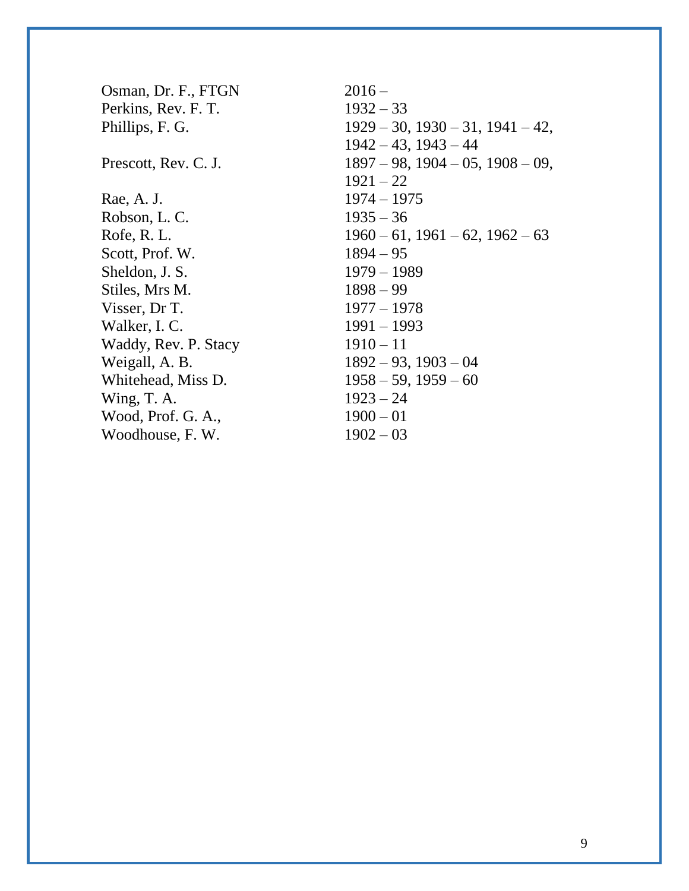| | |
|---|---|
| Osman, Dr. F., FTGN | 2016 – |
| Perkins, Rev. F. T. | 1932 – 33 |
| Phillips, F. G. | 1929 – 30, 1930 – 31, 1941 – 42, 1942 – 43, 1943 – 44 |
| Prescott, Rev. C. J. | 1897 – 98, 1904 – 05, 1908 – 09, 1921 – 22 |
| Rae, A. J. | 1974 – 1975 |
| Robson, L. C. | 1935 – 36 |
| Rofe, R. L. | 1960 – 61, 1961 – 62, 1962 – 63 |
| Scott, Prof. W. | 1894 – 95 |
| Sheldon, J. S. | 1979 – 1989 |
| Stiles, Mrs M. | 1898 – 99 |
| Visser, Dr T. | 1977 – 1978 |
| Walker, I. C. | 1991 – 1993 |
| Waddy, Rev. P. Stacy | 1910 – 11 |
| Weigall, A. B. | 1892 – 93, 1903 – 04 |
| Whitehead, Miss D. | 1958 – 59, 1959 – 60 |
| Wing, T. A. | 1923 – 24 |
| Wood, Prof. G. A., | 1900 – 01 |
| Woodhouse, F. W. | 1902 – 03 |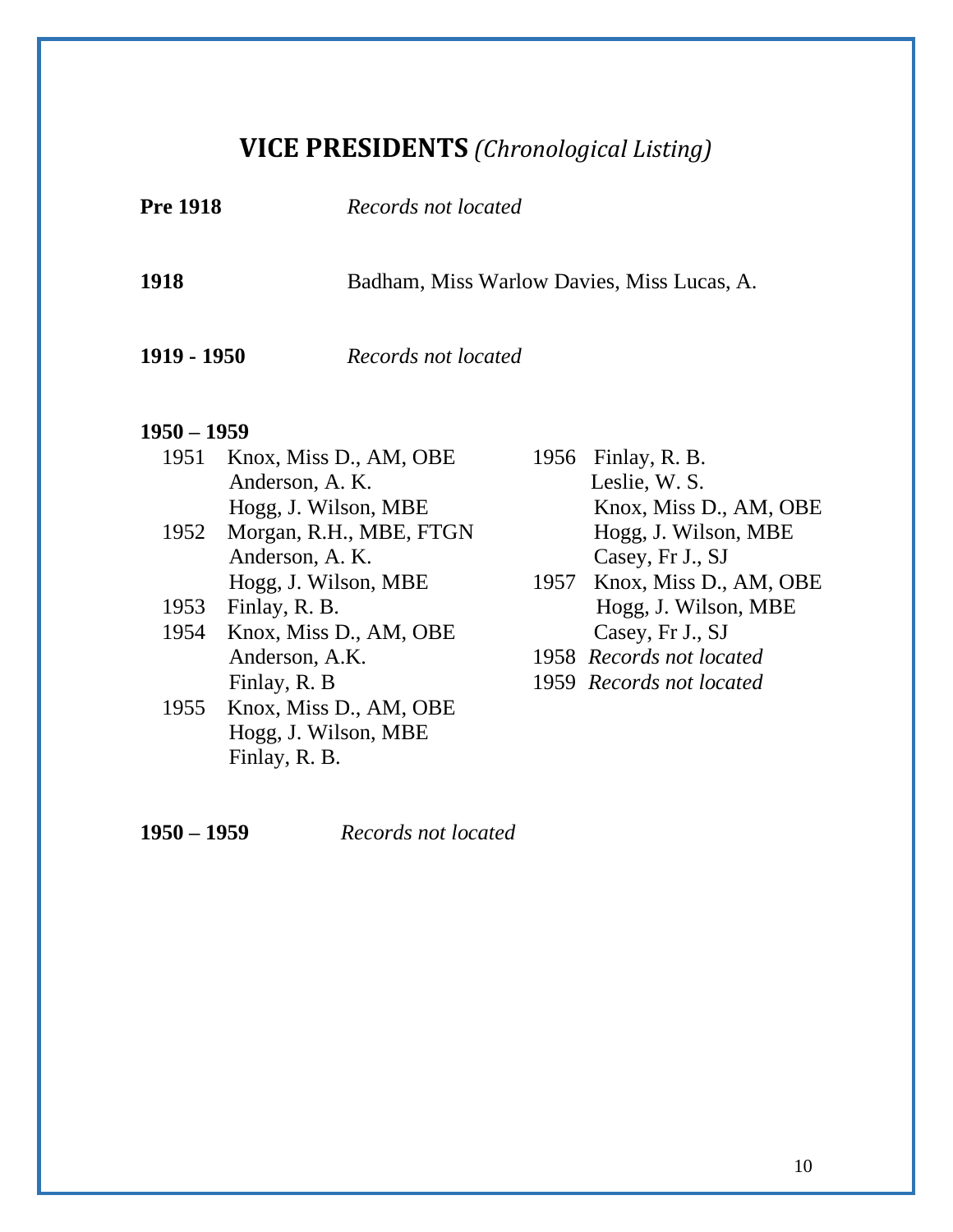# **VICE PRESIDENTS** *(Chronological Listing)*

**Pre 1918** *Records not located*

**1918** Badham, Miss Warlow Davies, Miss Lucas, A.

**1919 - 1950** *Records not located*

**1950 – 1959**

1951 Knox, Miss D., AM, OBE
Anderson, A. K.
Hogg, J. Wilson, MBE

1952 Morgan, R.H., MBE, FTGN
Anderson, A. K.
Hogg, J. Wilson, MBE

1953 Finlay, R. B.

1954 Knox, Miss D., AM, OBE
Anderson, A.K.
Finlay, R. B

1955 Knox, Miss D., AM, OBE
Hogg, J. Wilson, MBE
Finlay, R. B.

1956 Finlay, R. B.
Leslie, W. S.
Knox, Miss D., AM, OBE
Hogg, J. Wilson, MBE
Casey, Fr J., SJ

1957 Knox, Miss D., AM, OBE
Hogg, J. Wilson, MBE
Casey, Fr J., SJ

1958 *Records not located*

1959 *Records not located*

**1950 – 1959** *Records not located*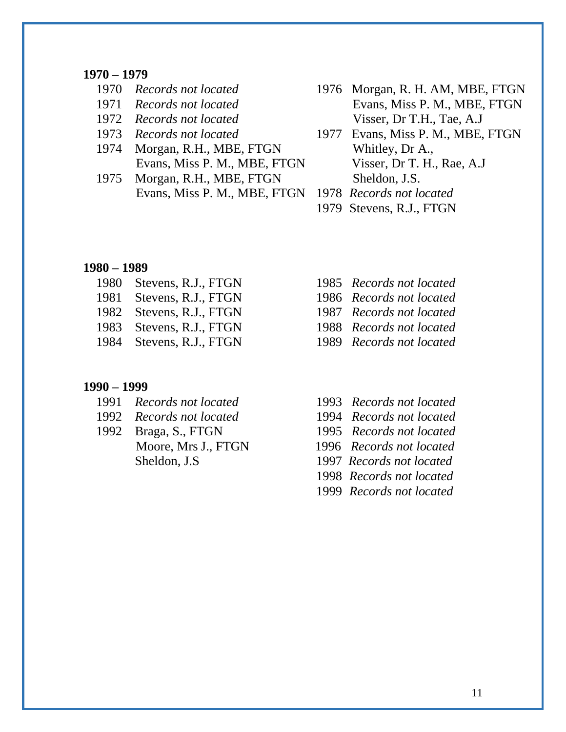**1970 – 1979**

1970 *Records not located*
1971 *Records not located*
1972 *Records not located*
1973 *Records not located*
1974 Morgan, R.H., MBE, FTGN
Evans, Miss P. M., MBE, FTGN
1975 Morgan, R.H., MBE, FTGN
Evans, Miss P. M., MBE, FTGN
1976 Morgan, R. H. AM, MBE, FTGN
Evans, Miss P. M., MBE, FTGN
Visser, Dr T.H., Tae, A.J
1977 Evans, Miss P. M., MBE, FTGN
Whitley, Dr A.,
Visser, Dr T. H., Rae, A.J
Sheldon, J.S.
1978 *Records not located*
1979 Stevens, R.J., FTGN

**1980 – 1989**

1980 Stevens, R.J., FTGN
1981 Stevens, R.J., FTGN
1982 Stevens, R.J., FTGN
1983 Stevens, R.J., FTGN
1984 Stevens, R.J., FTGN
1985 *Records not located*
1986 *Records not located*
1987 *Records not located*
1988 *Records not located*
1989 *Records not located*

**1990 – 1999**

1991 *Records not located*
1992 *Records not located*
1992 Braga, S., FTGN
Moore, Mrs J., FTGN
Sheldon, J.S
1993 *Records not located*
1994 *Records not located*
1995 *Records not located*
1996 *Records not located*
1997 *Records not located*
1998 *Records not located*
1999 *Records not located*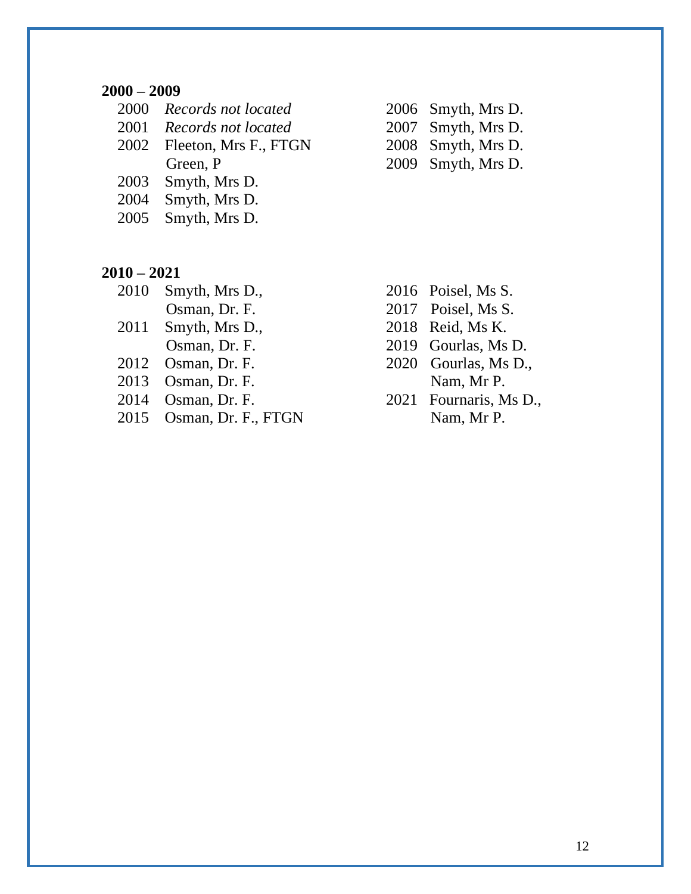**2000 – 2009**

2000 *Records not located*
2001 *Records not located*
2002 Fleeton, Mrs F., FTGN
Green, P
2003 Smyth, Mrs D.
2004 Smyth, Mrs D.
2005 Smyth, Mrs D.
2006 Smyth, Mrs D.
2007 Smyth, Mrs D.
2008 Smyth, Mrs D.
2009 Smyth, Mrs D.

**2010 – 2021**

2010 Smyth, Mrs D.,
Osman, Dr. F.
2011 Smyth, Mrs D.,
Osman, Dr. F.
2012 Osman, Dr. F.
2013 Osman, Dr. F.
2014 Osman, Dr. F.
2015 Osman, Dr. F., FTGN
2016 Poisel, Ms S.
2017 Poisel, Ms S.
2018 Reid, Ms K.
2019 Gourlas, Ms D.
2020 Gourlas, Ms D.,
Nam, Mr P.
2021 Fournaris, Ms D.,
Nam, Mr P.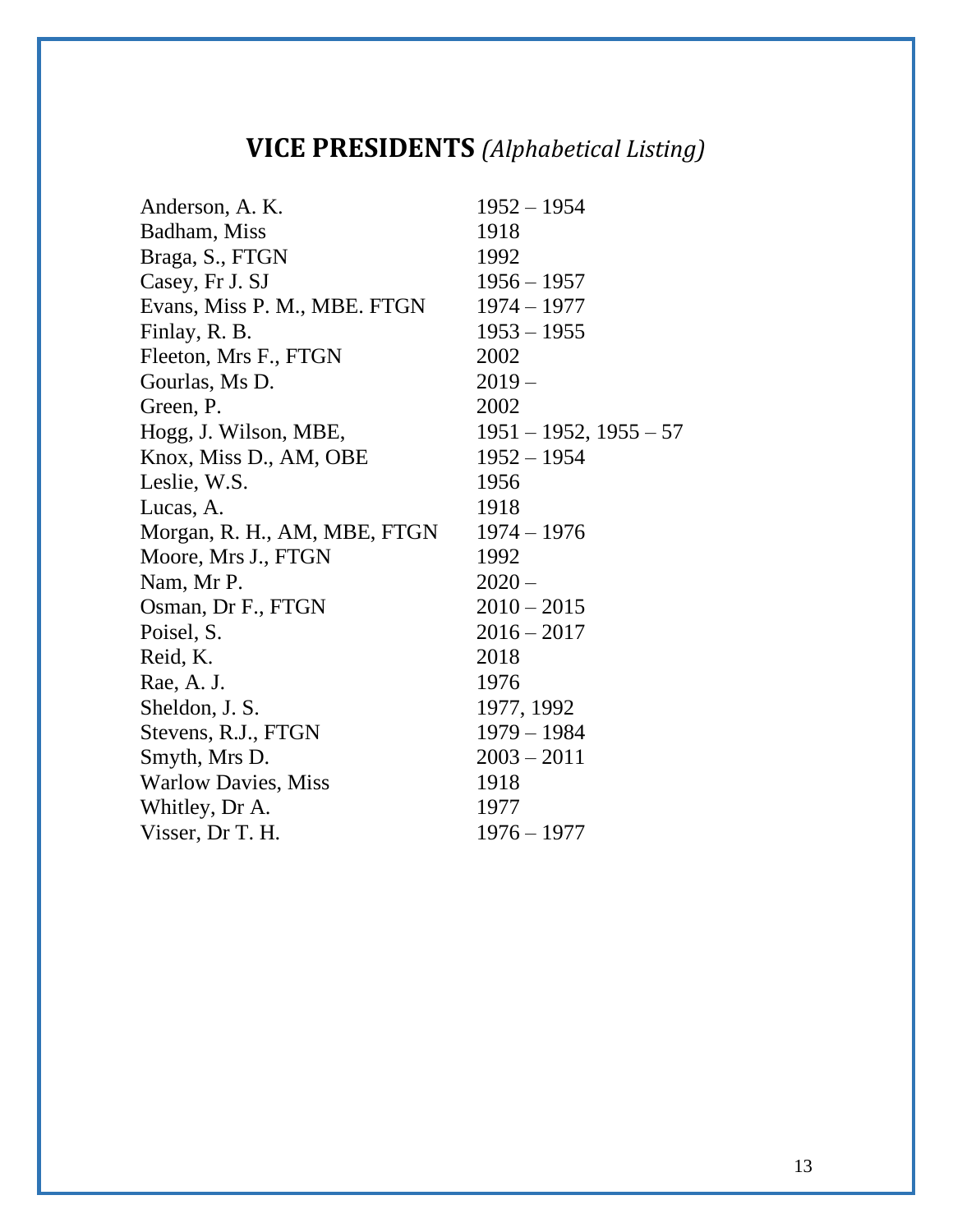# **VICE PRESIDENTS** *(Alphabetical Listing)*

| | |
|---|---|
| Anderson, A. K. | 1952 – 1954 |
| Badham, Miss | 1918 |
| Braga, S., FTGN | 1992 |
| Casey, Fr J. SJ | 1956 – 1957 |
| Evans, Miss P. M., MBE. FTGN | 1974 – 1977 |
| Finlay, R. B. | 1953 – 1955 |
| Fleeton, Mrs F., FTGN | 2002 |
| Gourlas, Ms D. | 2019 – |
| Green, P. | 2002 |
| Hogg, J. Wilson, MBE, | 1951 – 1952, 1955 – 57 |
| Knox, Miss D., AM, OBE | 1952 – 1954 |
| Leslie, W.S. | 1956 |
| Lucas, A. | 1918 |
| Morgan, R. H., AM, MBE, FTGN | 1974 – 1976 |
| Moore, Mrs J., FTGN | 1992 |
| Nam, Mr P. | 2020 – |
| Osman, Dr F., FTGN | 2010 – 2015 |
| Poisel, S. | 2016 – 2017 |
| Reid, K. | 2018 |
| Rae, A. J. | 1976 |
| Sheldon, J. S. | 1977, 1992 |
| Stevens, R.J., FTGN | 1979 – 1984 |
| Smyth, Mrs D. | 2003 – 2011 |
| Warlow Davies, Miss | 1918 |
| Whitley, Dr A. | 1977 |
| Visser, Dr T. H. | 1976 – 1977 |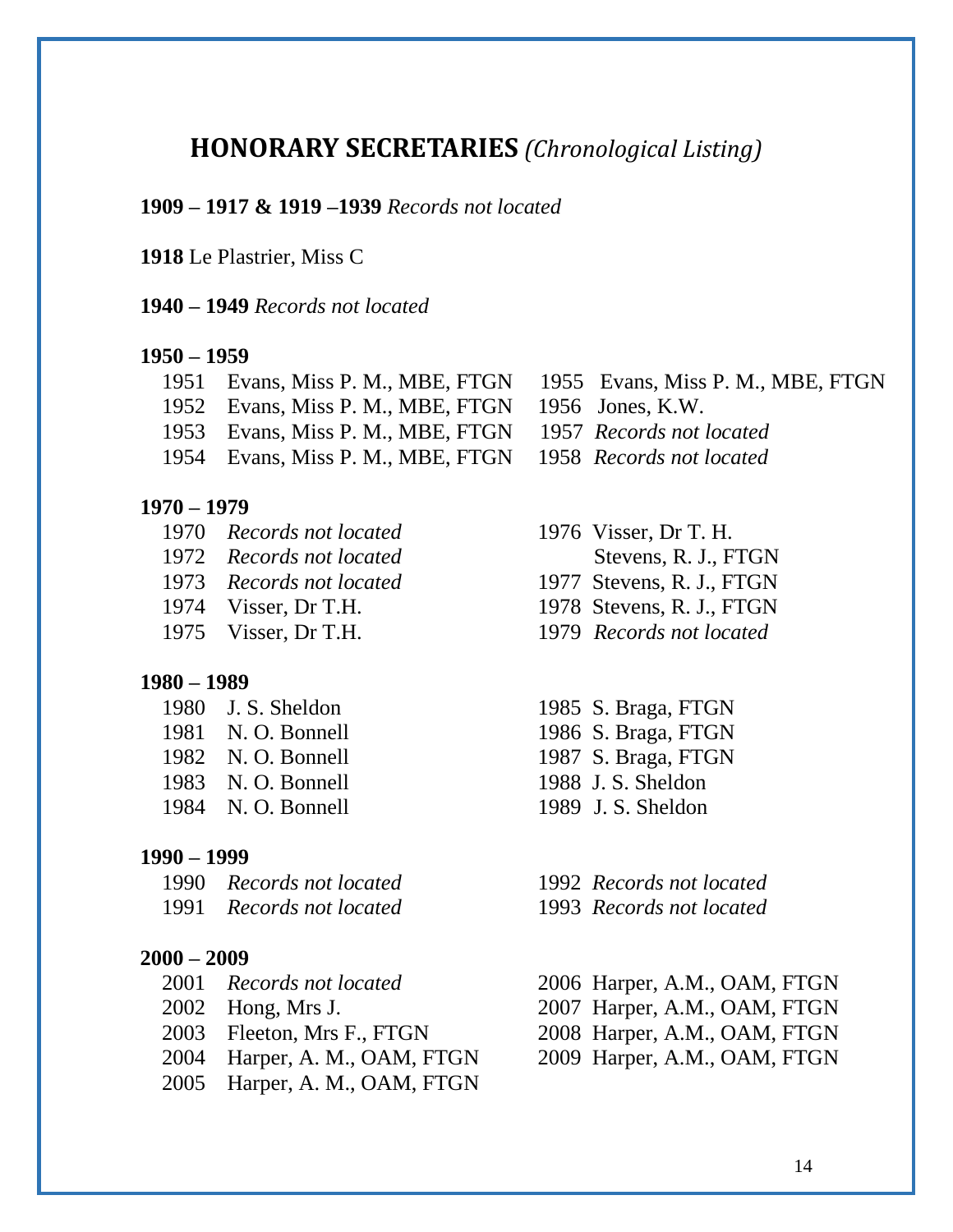## HONORARY SECRETARIES *(Chronological Listing)*

**1909 – 1917 & 1919 –1939** *Records not located*

**1918** Le Plastrier, Miss C

**1940 – 1949** *Records not located*

**1950 – 1959**

1951 Evans, Miss P. M., MBE, FTGN
1952 Evans, Miss P. M., MBE, FTGN
1953 Evans, Miss P. M., MBE, FTGN
1954 Evans, Miss P. M., MBE, FTGN
1955 Evans, Miss P. M., MBE, FTGN
1956 Jones, K.W.
1957 *Records not located*
1958 *Records not located*

**1970 – 1979**

1970 *Records not located*
1972 *Records not located*
1973 *Records not located*
1974 Visser, Dr T.H.
1975 Visser, Dr T.H.
1976 Visser, Dr T. H.
Stevens, R. J., FTGN
1977 Stevens, R. J., FTGN
1978 Stevens, R. J., FTGN
1979 *Records not located*

**1980 – 1989**

1980 J. S. Sheldon
1981 N. O. Bonnell
1982 N. O. Bonnell
1983 N. O. Bonnell
1984 N. O. Bonnell
1985 S. Braga, FTGN
1986 S. Braga, FTGN
1987 S. Braga, FTGN
1988 J. S. Sheldon
1989 J. S. Sheldon

**1990 – 1999**

1990 *Records not located*
1991 *Records not located*
1992 *Records not located*
1993 *Records not located*

**2000 – 2009**

2001 *Records not located*
2002 Hong, Mrs J.
2003 Fleeton, Mrs F., FTGN
2004 Harper, A. M., OAM, FTGN
2005 Harper, A. M., OAM, FTGN
2006 Harper, A.M., OAM, FTGN
2007 Harper, A.M., OAM, FTGN
2008 Harper, A.M., OAM, FTGN
2009 Harper, A.M., OAM, FTGN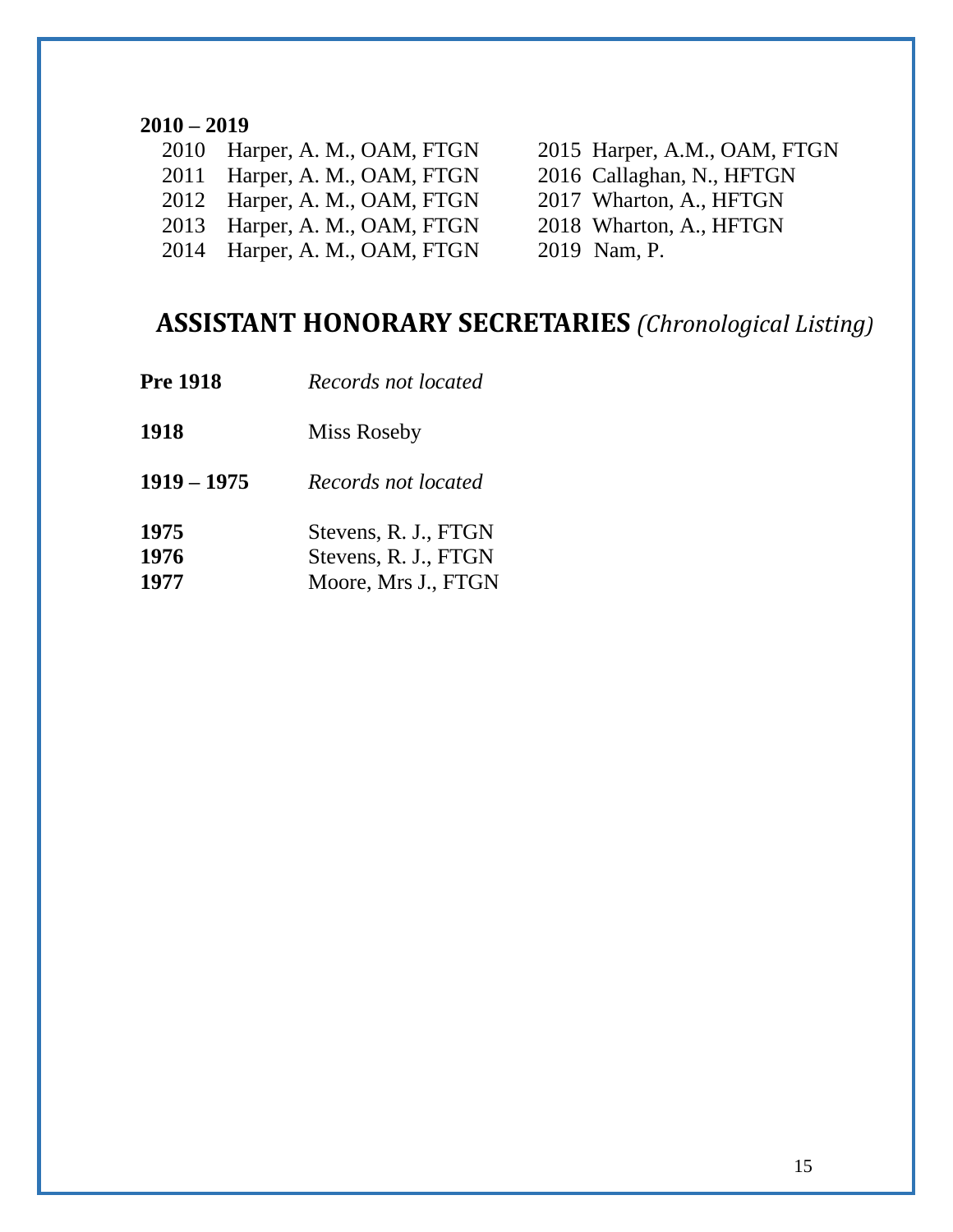**2010 – 2019**

2010 Harper, A. M., OAM, FTGN
2011 Harper, A. M., OAM, FTGN
2012 Harper, A. M., OAM, FTGN
2013 Harper, A. M., OAM, FTGN
2014 Harper, A. M., OAM, FTGN
2015 Harper, A.M., OAM, FTGN
2016 Callaghan, N., HFTGN
2017 Wharton, A., HFTGN
2018 Wharton, A., HFTGN
2019 Nam, P.

## ASSISTANT HONORARY SECRETARIES *(Chronological Listing)*

**Pre 1918** *Records not located*

**1918** Miss Roseby

**1919 – 1975** *Records not located*

**1975** Stevens, R. J., FTGN
**1976** Stevens, R. J., FTGN
**1977** Moore, Mrs J., FTGN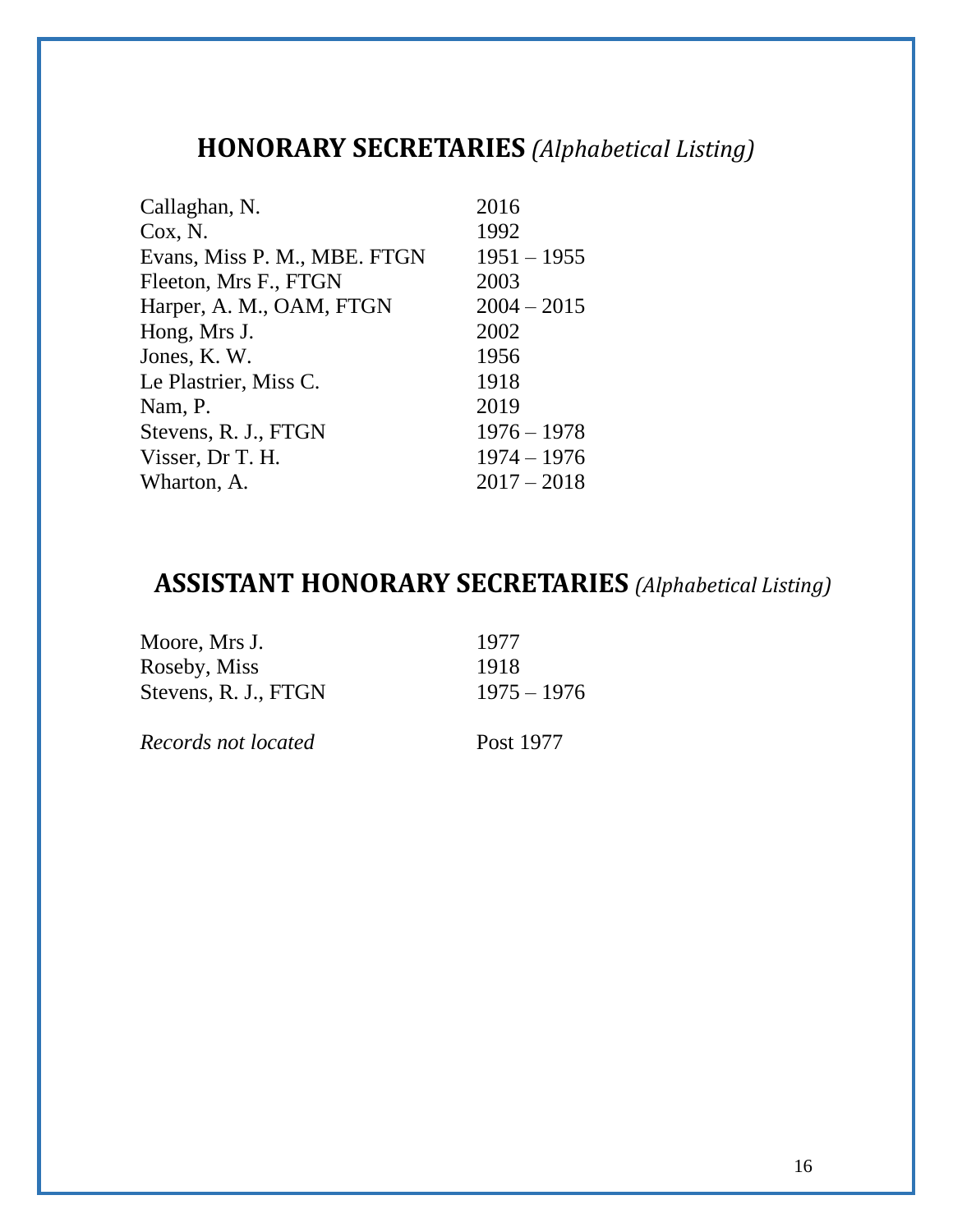## **HONORARY SECRETARIES** *(Alphabetical Listing)*

| | |
|---|---|
| Callaghan, N. | 2016 |
| Cox, N. | 1992 |
| Evans, Miss P. M., MBE. FTGN | 1951 – 1955 |
| Fleeton, Mrs F., FTGN | 2003 |
| Harper, A. M., OAM, FTGN | 2004 – 2015 |
| Hong, Mrs J. | 2002 |
| Jones, K. W. | 1956 |
| Le Plastrier, Miss C. | 1918 |
| Nam, P. | 2019 |
| Stevens, R. J., FTGN | 1976 – 1978 |
| Visser, Dr T. H. | 1974 – 1976 |
| Wharton, A. | 2017 – 2018 |

## **ASSISTANT HONORARY SECRETARIES** *(Alphabetical Listing)*

| | |
|---|---|
| Moore, Mrs J. | 1977 |
| Roseby, Miss | 1918 |
| Stevens, R. J., FTGN | 1975 – 1976 |
| *Records not located* | Post 1977 |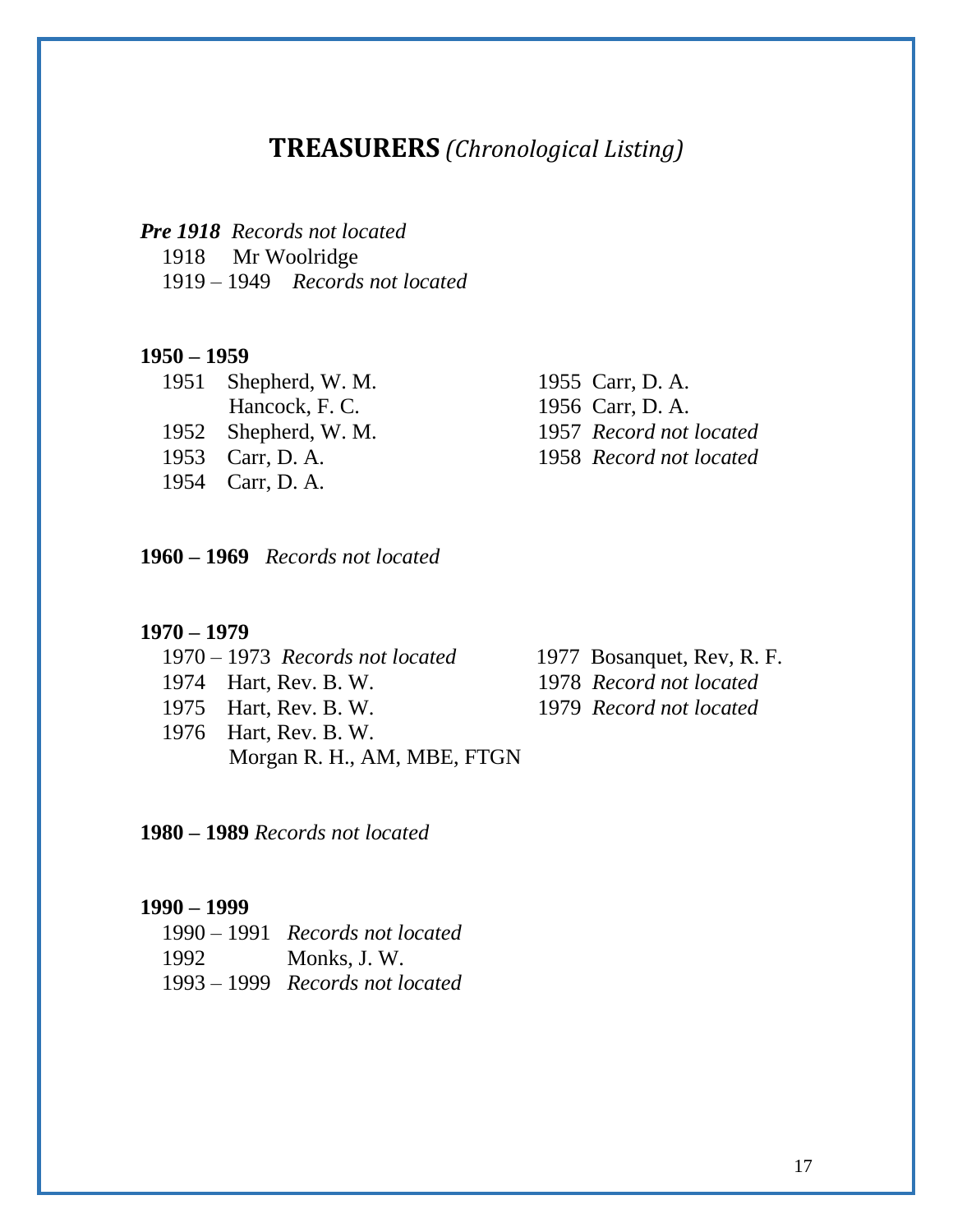## **TREASURERS** *(Chronological Listing)*

***Pre 1918*** *Records not located*

1918 Mr Woolridge

1919 – 1949 *Records not located*

**1950 – 1959**

1951 Shepherd, W. M.
Hancock, F. C.

1952 Shepherd, W. M.

1953 Carr, D. A.

1954 Carr, D. A.

1955 Carr, D. A.

1956 Carr, D. A.

1957 *Record not located*

1958 *Record not located*

**1960 – 1969** *Records not located*

**1970 – 1979**

1970 – 1973 *Records not located*

1974 Hart, Rev. B. W.

1975 Hart, Rev. B. W.

1976 Hart, Rev. B. W.
Morgan R. H., AM, MBE, FTGN

1977 Bosanquet, Rev, R. F.

1978 *Record not located*

1979 *Record not located*

**1980 – 1989** *Records not located*

**1990 – 1999**

1990 – 1991 *Records not located*

1992 Monks, J. W.

1993 – 1999 *Records not located*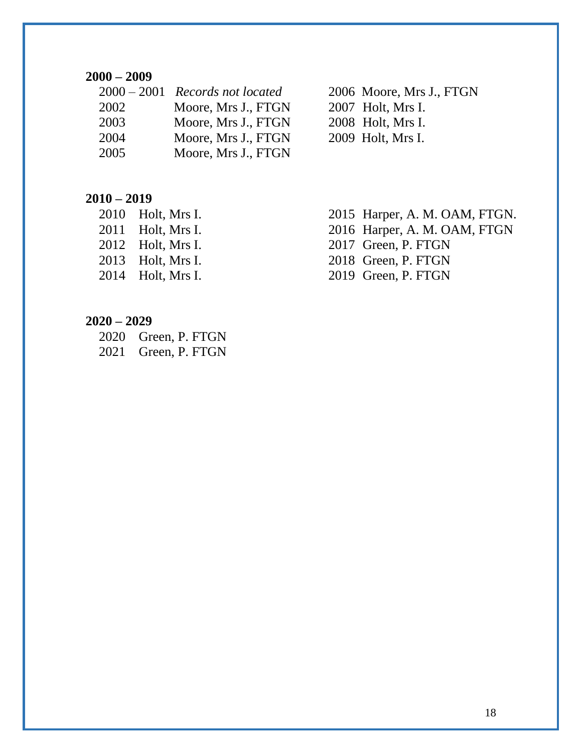**2000 – 2009**

2000 – 2001 *Records not located*
2002 Moore, Mrs J., FTGN
2003 Moore, Mrs J., FTGN
2004 Moore, Mrs J., FTGN
2005 Moore, Mrs J., FTGN
2006 Moore, Mrs J., FTGN
2007 Holt, Mrs I.
2008 Holt, Mrs I.
2009 Holt, Mrs I.

**2010 – 2019**

2010 Holt, Mrs I.
2011 Holt, Mrs I.
2012 Holt, Mrs I.
2013 Holt, Mrs I.
2014 Holt, Mrs I.
2015 Harper, A. M. OAM, FTGN.
2016 Harper, A. M. OAM, FTGN
2017 Green, P. FTGN
2018 Green, P. FTGN
2019 Green, P. FTGN

**2020 – 2029**

2020 Green, P. FTGN
2021 Green, P. FTGN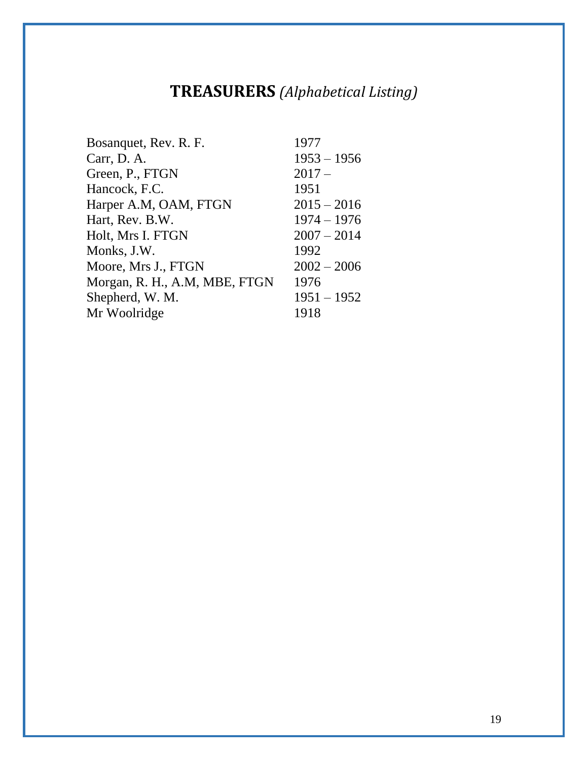# **TREASURERS** *(Alphabetical Listing)*

| | |
|---|---|
| Bosanquet, Rev. R. F. | 1977 |
| Carr, D. A. | 1953 – 1956 |
| Green, P., FTGN | 2017 – |
| Hancock, F.C. | 1951 |
| Harper A.M, OAM, FTGN | 2015 – 2016 |
| Hart, Rev. B.W. | 1974 – 1976 |
| Holt, Mrs I. FTGN | 2007 – 2014 |
| Monks, J.W. | 1992 |
| Moore, Mrs J., FTGN | 2002 – 2006 |
| Morgan, R. H., A.M, MBE, FTGN | 1976 |
| Shepherd, W. M. | 1951 – 1952 |
| Mr Woolridge | 1918 |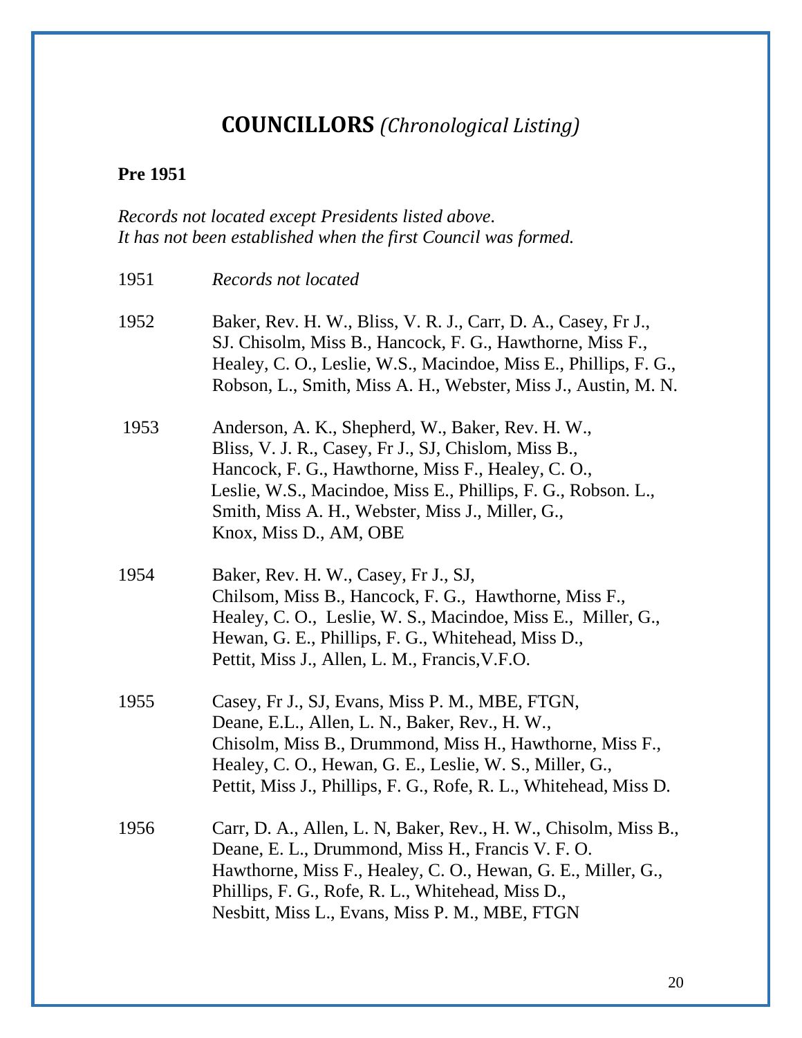# COUNCILLORS *(Chronological Listing)*

**Pre 1951**

*Records not located except Presidents listed above.*
*It has not been established when the first Council was formed.*

| | |
|---|---|
| 1951 | *Records not located* |
| 1952 | Baker, Rev. H. W., Bliss, V. R. J., Carr, D. A., Casey, Fr J., SJ. Chisolm, Miss B., Hancock, F. G., Hawthorne, Miss F., Healey, C. O., Leslie, W.S., Macindoe, Miss E., Phillips, F. G., Robson, L., Smith, Miss A. H., Webster, Miss J., Austin, M. N. |
| 1953 | Anderson, A. K., Shepherd, W., Baker, Rev. H. W., Bliss, V. J. R., Casey, Fr J., SJ, Chislom, Miss B., Hancock, F. G., Hawthorne, Miss F., Healey, C. O., Leslie, W.S., Macindoe, Miss E., Phillips, F. G., Robson. L., Smith, Miss A. H., Webster, Miss J., Miller, G., Knox, Miss D., AM, OBE |
| 1954 | Baker, Rev. H. W., Casey, Fr J., SJ, Chilsom, Miss B., Hancock, F. G., Hawthorne, Miss F., Healey, C. O., Leslie, W. S., Macindoe, Miss E., Miller, G., Hewan, G. E., Phillips, F. G., Whitehead, Miss D., Pettit, Miss J., Allen, L. M., Francis,V.F.O. |
| 1955 | Casey, Fr J., SJ, Evans, Miss P. M., MBE, FTGN, Deane, E.L., Allen, L. N., Baker, Rev., H. W., Chisolm, Miss B., Drummond, Miss H., Hawthorne, Miss F., Healey, C. O., Hewan, G. E., Leslie, W. S., Miller, G., Pettit, Miss J., Phillips, F. G., Rofe, R. L., Whitehead, Miss D. |
| 1956 | Carr, D. A., Allen, L. N, Baker, Rev., H. W., Chisolm, Miss B., Deane, E. L., Drummond, Miss H., Francis V. F. O. Hawthorne, Miss F., Healey, C. O., Hewan, G. E., Miller, G., Phillips, F. G., Rofe, R. L., Whitehead, Miss D., Nesbitt, Miss L., Evans, Miss P. M., MBE, FTGN |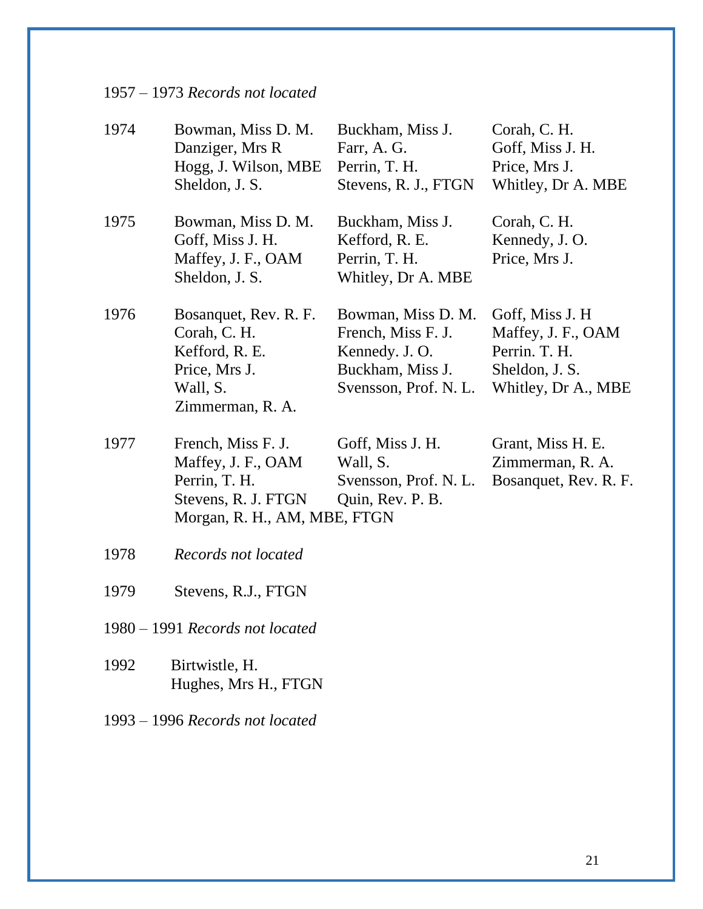1957 – 1973 *Records not located*

| | | | |
|---|---|---|---|
| 1974 | Bowman, Miss D. M. | Buckham, Miss J. | Corah, C. H. |
| | Danziger, Mrs R | Farr, A. G. | Goff, Miss J. H. |
| | Hogg, J. Wilson, MBE | Perrin, T. H. | Price, Mrs J. |
| | Sheldon, J. S. | Stevens, R. J., FTGN | Whitley, Dr A. MBE |
| 1975 | Bowman, Miss D. M. | Buckham, Miss J. | Corah, C. H. |
| | Goff, Miss J. H. | Kefford, R. E. | Kennedy, J. O. |
| | Maffey, J. F., OAM | Perrin, T. H. | Price, Mrs J. |
| | Sheldon, J. S. | Whitley, Dr A. MBE | |
| 1976 | Bosanquet, Rev. R. F. | Bowman, Miss D. M. | Goff, Miss J. H |
| | Corah, C. H. | French, Miss F. J. | Maffey, J. F., OAM |
| | Kefford, R. E. | Kennedy. J. O. | Perrin. T. H. |
| | Price, Mrs J. | Buckham, Miss J. | Sheldon, J. S. |
| | Wall, S. | Svensson, Prof. N. L. | Whitley, Dr A., MBE |
| | Zimmerman, R. A. | | |
| 1977 | French, Miss F. J. | Goff, Miss J. H. | Grant, Miss H. E. |
| | Maffey, J. F., OAM | Wall, S. | Zimmerman, R. A. |
| | Perrin, T. H. | Svensson, Prof. N. L. | Bosanquet, Rev. R. F. |
| | Stevens, R. J. FTGN | Quin, Rev. P. B. | |
| | Morgan, R. H., AM, MBE, FTGN | | |
| 1978 | *Records not located* | | |
| 1979 | Stevens, R.J., FTGN | | |

1980 – 1991 *Records not located*

| | |
|---|---|
| 1992 | Birtwistle, H. |
| | Hughes, Mrs H., FTGN |

1993 – 1996 *Records not located*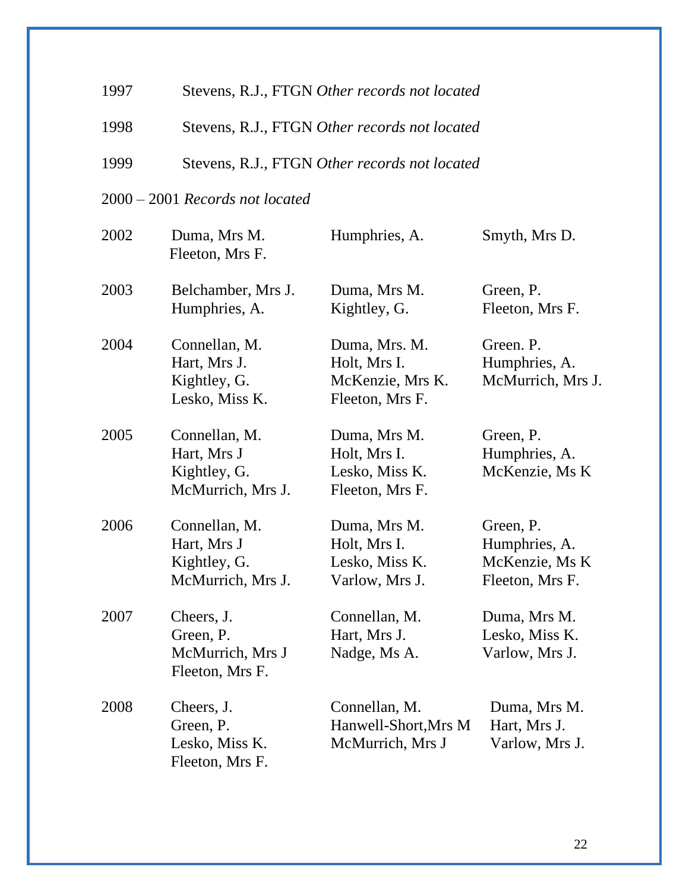1997 Stevens, R.J., FTGN *Other records not located*

1998 Stevens, R.J., FTGN *Other records not located*

1999 Stevens, R.J., FTGN *Other records not located*

2000 – 2001 *Records not located*

| | | | |
|---|---|---|---|
| 2002 | Duma, Mrs M. | Humphries, A. | Smyth, Mrs D. |
| | Fleeton, Mrs F. | | |
| 2003 | Belchamber, Mrs J. | Duma, Mrs M. | Green, P. |
| | Humphries, A. | Kightley, G. | Fleeton, Mrs F. |
| 2004 | Connellan, M. | Duma, Mrs. M. | Green. P. |
| | Hart, Mrs J. | Holt, Mrs I. | Humphries, A. |
| | Kightley, G. | McKenzie, Mrs K. | McMurrich, Mrs J. |
| | Lesko, Miss K. | Fleeton, Mrs F. | |
| 2005 | Connellan, M. | Duma, Mrs M. | Green, P. |
| | Hart, Mrs J | Holt, Mrs I. | Humphries, A. |
| | Kightley, G. | Lesko, Miss K. | McKenzie, Ms K |
| | McMurrich, Mrs J. | Fleeton, Mrs F. | |
| 2006 | Connellan, M. | Duma, Mrs M. | Green, P. |
| | Hart, Mrs J | Holt, Mrs I. | Humphries, A. |
| | Kightley, G. | Lesko, Miss K. | McKenzie, Ms K |
| | McMurrich, Mrs J. | Varlow, Mrs J. | Fleeton, Mrs F. |
| 2007 | Cheers, J. | Connellan, M. | Duma, Mrs M. |
| | Green, P. | Hart, Mrs J. | Lesko, Miss K. |
| | McMurrich, Mrs J | Nadge, Ms A. | Varlow, Mrs J. |
| | Fleeton, Mrs F. | | |
| 2008 | Cheers, J. | Connellan, M. | Duma, Mrs M. |
| | Green, P. | Hanwell-Short,Mrs M | Hart, Mrs J. |
| | Lesko, Miss K. | McMurrich, Mrs J | Varlow, Mrs J. |
| | Fleeton, Mrs F. | | |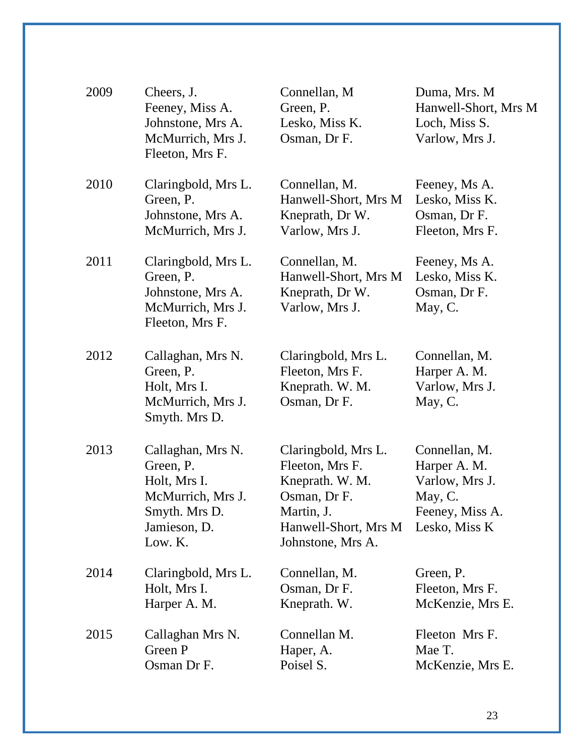| | | | |
|---|---|---|---|
| 2009 | Cheers, J.<br>Feeney, Miss A.<br>Johnstone, Mrs A.<br>McMurrich, Mrs J.<br>Fleeton, Mrs F. | Connellan, M<br>Green, P.<br>Lesko, Miss K.<br>Osman, Dr F. | Duma, Mrs. M<br>Hanwell-Short, Mrs M<br>Loch, Miss S.<br>Varlow, Mrs J. |
| 2010 | Claringbold, Mrs L.<br>Green, P.<br>Johnstone, Mrs A.<br>McMurrich, Mrs J. | Connellan, M.<br>Hanwell-Short, Mrs M<br>Kneprath, Dr W.<br>Varlow, Mrs J. | Feeney, Ms A.<br>Lesko, Miss K.<br>Osman, Dr F.<br>Fleeton, Mrs F. |
| 2011 | Claringbold, Mrs L.<br>Green, P.<br>Johnstone, Mrs A.<br>McMurrich, Mrs J.<br>Fleeton, Mrs F. | Connellan, M.<br>Hanwell-Short, Mrs M<br>Kneprath, Dr W.<br>Varlow, Mrs J. | Feeney, Ms A.<br>Lesko, Miss K.<br>Osman, Dr F.<br>May, C. |
| 2012 | Callaghan, Mrs N.<br>Green, P.<br>Holt, Mrs I.<br>McMurrich, Mrs J.<br>Smyth. Mrs D. | Claringbold, Mrs L.<br>Fleeton, Mrs F.<br>Kneprath. W. M.<br>Osman, Dr F. | Connellan, M.<br>Harper A. M.<br>Varlow, Mrs J.<br>May, C. |
| 2013 | Callaghan, Mrs N.<br>Green, P.<br>Holt, Mrs I.<br>McMurrich, Mrs J.<br>Smyth. Mrs D.<br>Jamieson, D.<br>Low. K. | Claringbold, Mrs L.<br>Fleeton, Mrs F.<br>Kneprath. W. M.<br>Osman, Dr F.<br>Martin, J.<br>Hanwell-Short, Mrs M<br>Johnstone, Mrs A. | Connellan, M.<br>Harper A. M.<br>Varlow, Mrs J.<br>May, C.<br>Feeney, Miss A.<br>Lesko, Miss K |
| 2014 | Claringbold, Mrs L.<br>Holt, Mrs I.<br>Harper A. M. | Connellan, M.<br>Osman, Dr F.<br>Kneprath. W. | Green, P.<br>Fleeton, Mrs F.<br>McKenzie, Mrs E. |
| 2015 | Callaghan Mrs N.<br>Green P<br>Osman Dr F. | Connellan M.<br>Haper, A.<br>Poisel S. | Fleeton Mrs F.<br>Mae T.<br>McKenzie, Mrs E. |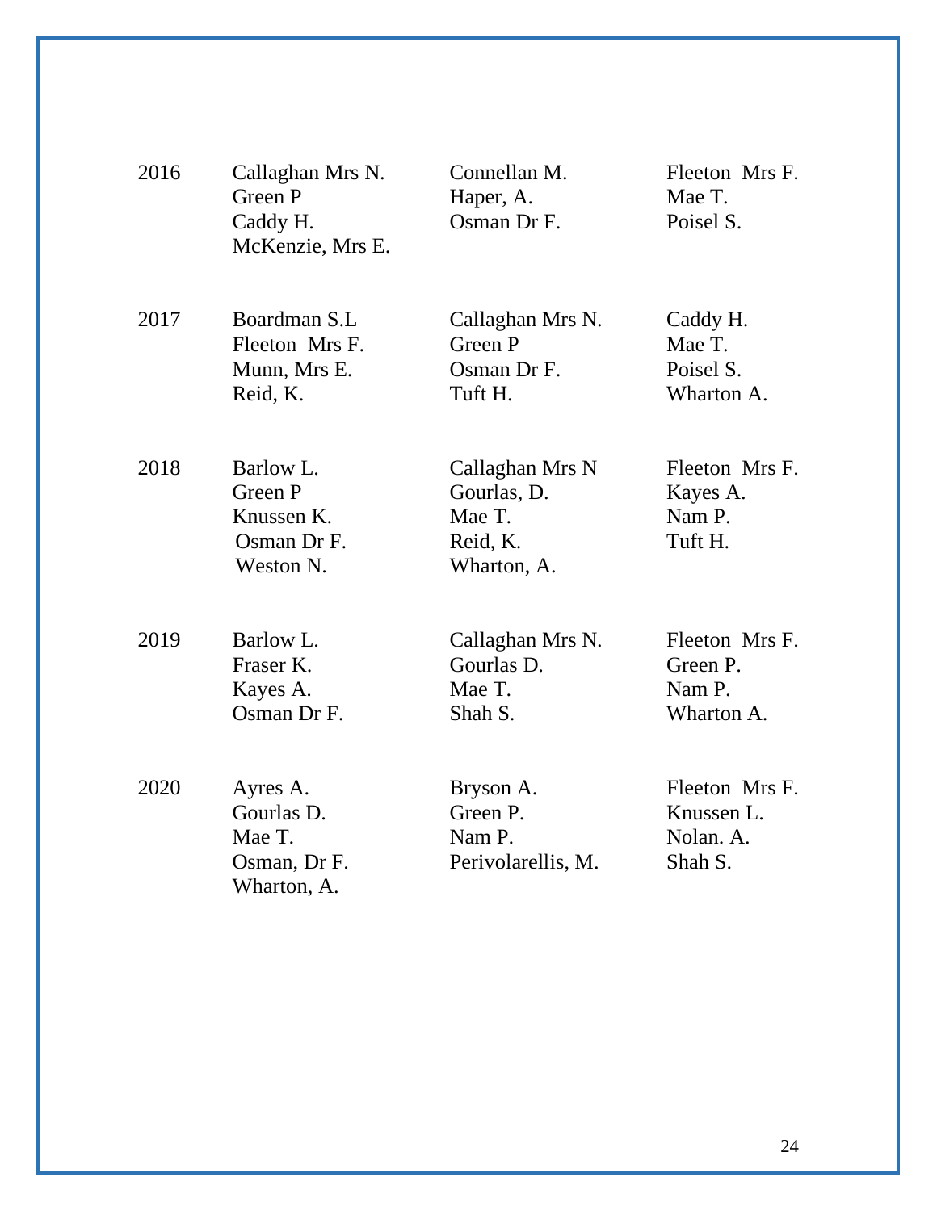| | | | |
|---|---|---|---|
| 2016 | Callaghan Mrs N.<br>Green P<br>Caddy H.<br>McKenzie, Mrs E. | Connellan M.<br>Haper, A.<br>Osman Dr F. | Fleeton Mrs F.<br>Mae T.<br>Poisel S. |
| 2017 | Boardman S.L<br>Fleeton Mrs F.<br>Munn, Mrs E.<br>Reid, K. | Callaghan Mrs N.<br>Green P<br>Osman Dr F.<br>Tuft H. | Caddy H.<br>Mae T.<br>Poisel S.<br>Wharton A. |
| 2018 | Barlow L.<br>Green P<br>Knussen K.<br>Osman Dr F.<br>Weston N. | Callaghan Mrs N<br>Gourlas, D.<br>Mae T.<br>Reid, K.<br>Wharton, A. | Fleeton Mrs F.<br>Kayes A.<br>Nam P.<br>Tuft H. |
| 2019 | Barlow L.<br>Fraser K.<br>Kayes A.<br>Osman Dr F. | Callaghan Mrs N.<br>Gourlas D.<br>Mae T.<br>Shah S. | Fleeton Mrs F.<br>Green P.<br>Nam P.<br>Wharton A. |
| 2020 | Ayres A.<br>Gourlas D.<br>Mae T.<br>Osman, Dr F.<br>Wharton, A. | Bryson A.<br>Green P.<br>Nam P.<br>Perivolarellis, M. | Fleeton Mrs F.<br>Knussen L.<br>Nolan. A.<br>Shah S. |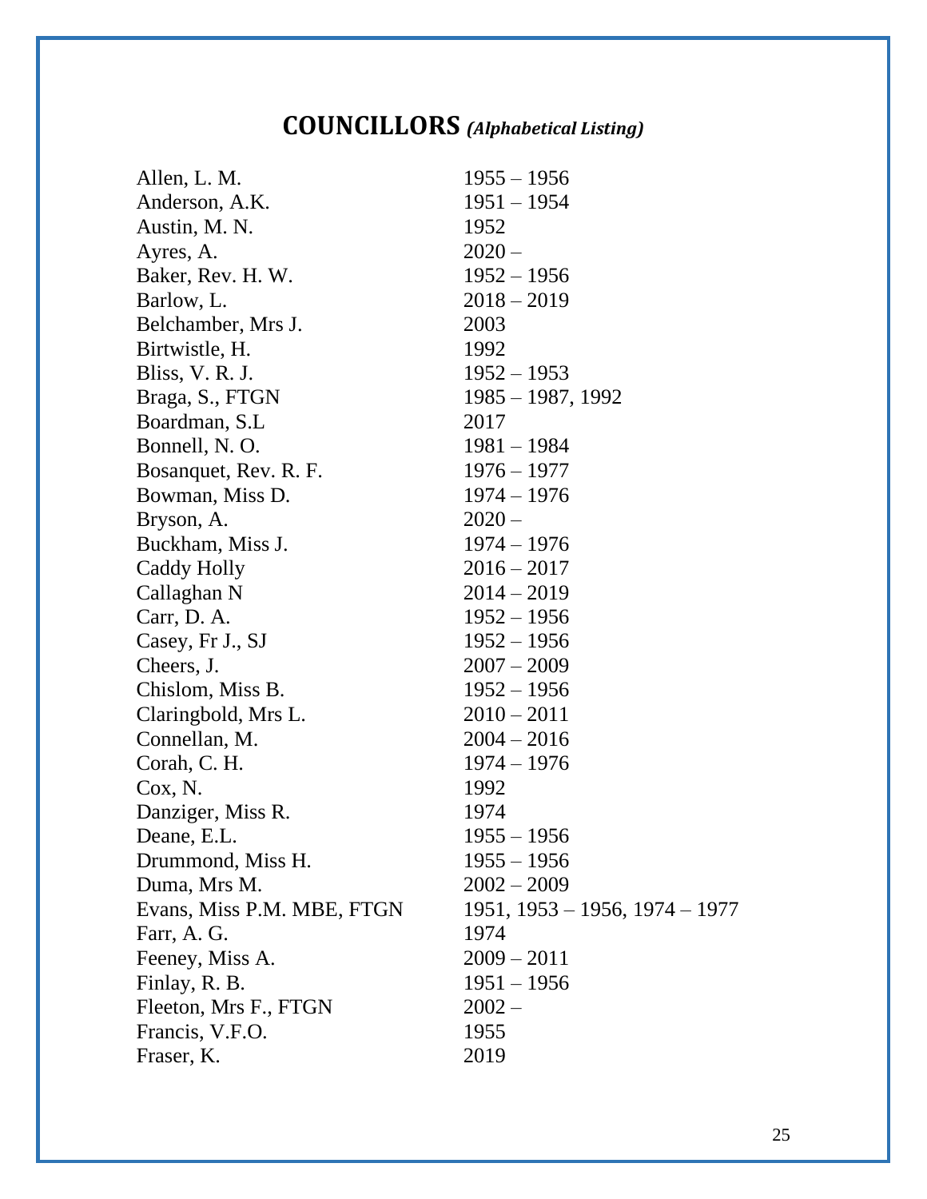## COUNCILLORS *(Alphabetical Listing)*

| | |
|---|---|
| Allen, L. M. | 1955 – 1956 |
| Anderson, A.K. | 1951 – 1954 |
| Austin, M. N. | 1952 |
| Ayres, A. | 2020 – |
| Baker, Rev. H. W. | 1952 – 1956 |
| Barlow, L. | 2018 – 2019 |
| Belchamber, Mrs J. | 2003 |
| Birtwistle, H. | 1992 |
| Bliss, V. R. J. | 1952 – 1953 |
| Braga, S., FTGN | 1985 – 1987, 1992 |
| Boardman, S.L | 2017 |
| Bonnell, N. O. | 1981 – 1984 |
| Bosanquet, Rev. R. F. | 1976 – 1977 |
| Bowman, Miss D. | 1974 – 1976 |
| Bryson, A. | 2020 – |
| Buckham, Miss J. | 1974 – 1976 |
| Caddy Holly | 2016 – 2017 |
| Callaghan N | 2014 – 2019 |
| Carr, D. A. | 1952 – 1956 |
| Casey, Fr J., SJ | 1952 – 1956 |
| Cheers, J. | 2007 – 2009 |
| Chislom, Miss B. | 1952 – 1956 |
| Claringbold, Mrs L. | 2010 – 2011 |
| Connellan, M. | 2004 – 2016 |
| Corah, C. H. | 1974 – 1976 |
| Cox, N. | 1992 |
| Danziger, Miss R. | 1974 |
| Deane, E.L. | 1955 – 1956 |
| Drummond, Miss H. | 1955 – 1956 |
| Duma, Mrs M. | 2002 – 2009 |
| Evans, Miss P.M. MBE, FTGN | 1951, 1953 – 1956, 1974 – 1977 |
| Farr, A. G. | 1974 |
| Feeney, Miss A. | 2009 – 2011 |
| Finlay, R. B. | 1951 – 1956 |
| Fleeton, Mrs F., FTGN | 2002 – |
| Francis, V.F.O. | 1955 |
| Fraser, K. | 2019 |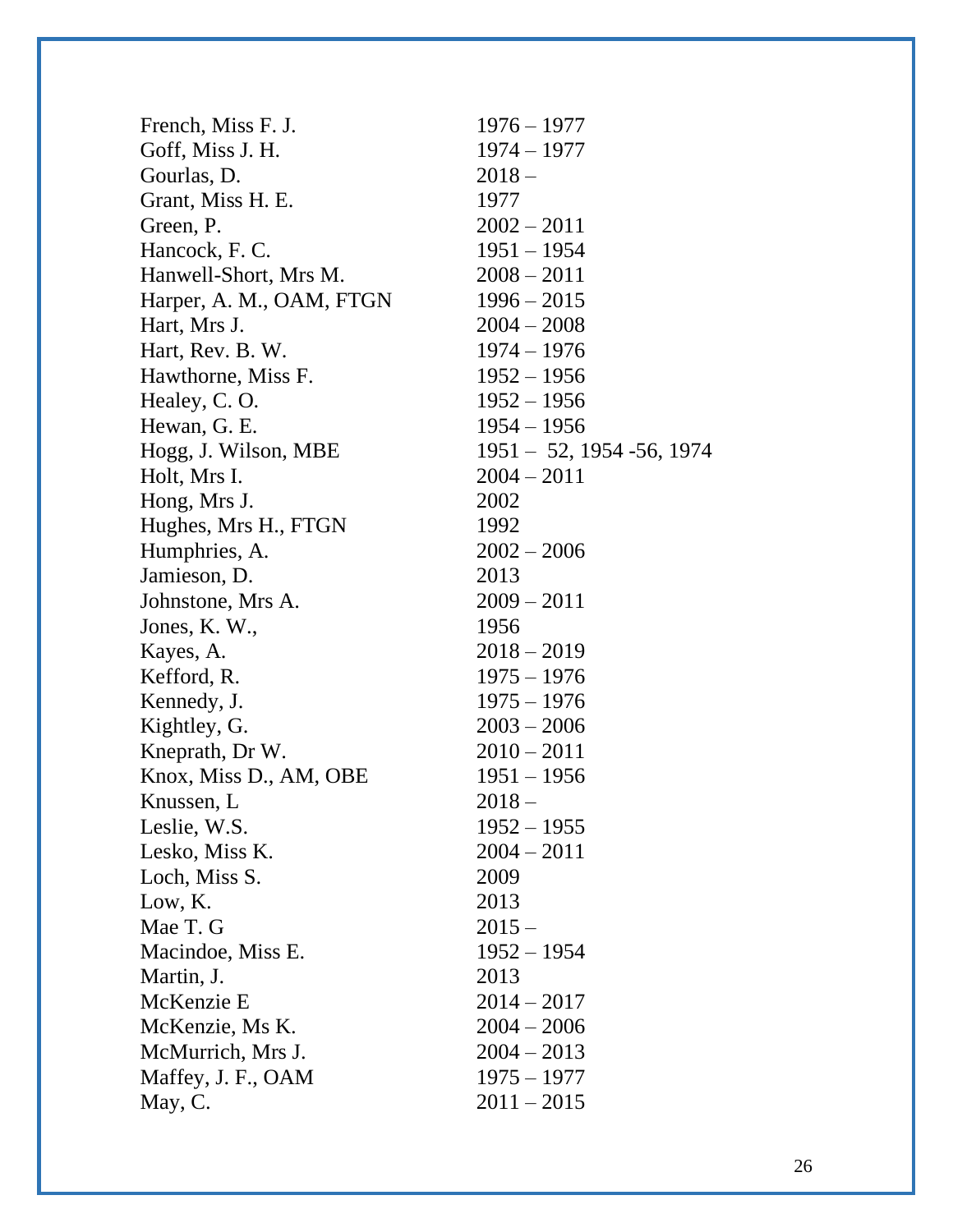| | |
|---|---|
| French, Miss F. J. | 1976 – 1977 |
| Goff, Miss J. H. | 1974 – 1977 |
| Gourlas, D. | 2018 – |
| Grant, Miss H. E. | 1977 |
| Green, P. | 2002 – 2011 |
| Hancock, F. C. | 1951 – 1954 |
| Hanwell-Short, Mrs M. | 2008 – 2011 |
| Harper, A. M., OAM, FTGN | 1996 – 2015 |
| Hart, Mrs J. | 2004 – 2008 |
| Hart, Rev. B. W. | 1974 – 1976 |
| Hawthorne, Miss F. | 1952 – 1956 |
| Healey, C. O. | 1952 – 1956 |
| Hewan, G. E. | 1954 – 1956 |
| Hogg, J. Wilson, MBE | 1951 – 52, 1954 -56, 1974 |
| Holt, Mrs I. | 2004 – 2011 |
| Hong, Mrs J. | 2002 |
| Hughes, Mrs H., FTGN | 1992 |
| Humphries, A. | 2002 – 2006 |
| Jamieson, D. | 2013 |
| Johnstone, Mrs A. | 2009 – 2011 |
| Jones, K. W., | 1956 |
| Kayes, A. | 2018 – 2019 |
| Kefford, R. | 1975 – 1976 |
| Kennedy, J. | 1975 – 1976 |
| Kightley, G. | 2003 – 2006 |
| Kneprath, Dr W. | 2010 – 2011 |
| Knox, Miss D., AM, OBE | 1951 – 1956 |
| Knussen, L | 2018 – |
| Leslie, W.S. | 1952 – 1955 |
| Lesko, Miss K. | 2004 – 2011 |
| Loch, Miss S. | 2009 |
| Low, K. | 2013 |
| Mae T. G | 2015 – |
| Macindoe, Miss E. | 1952 – 1954 |
| Martin, J. | 2013 |
| McKenzie E | 2014 – 2017 |
| McKenzie, Ms K. | 2004 – 2006 |
| McMurrich, Mrs J. | 2004 – 2013 |
| Maffey, J. F., OAM | 1975 – 1977 |
| May, C. | 2011 – 2015 |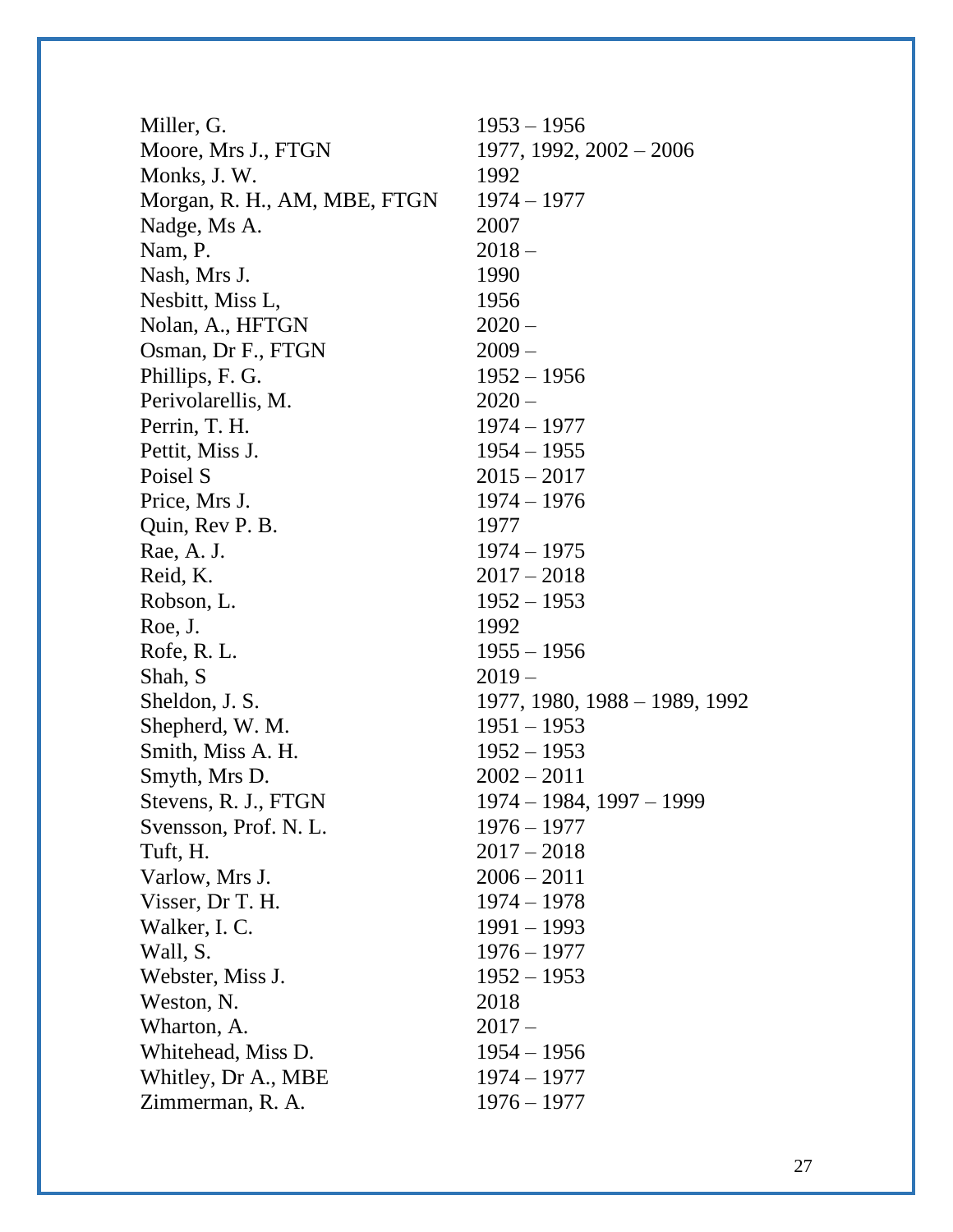| | |
|---|---|
| Miller, G. | 1953 – 1956 |
| Moore, Mrs J., FTGN | 1977, 1992, 2002 – 2006 |
| Monks, J. W. | 1992 |
| Morgan, R. H., AM, MBE, FTGN | 1974 – 1977 |
| Nadge, Ms A. | 2007 |
| Nam, P. | 2018 – |
| Nash, Mrs J. | 1990 |
| Nesbitt, Miss L, | 1956 |
| Nolan, A., HFTGN | 2020 – |
| Osman, Dr F., FTGN | 2009 – |
| Phillips, F. G. | 1952 – 1956 |
| Perivolarellis, M. | 2020 – |
| Perrin, T. H. | 1974 – 1977 |
| Pettit, Miss J. | 1954 – 1955 |
| Poisel S | 2015 – 2017 |
| Price, Mrs J. | 1974 – 1976 |
| Quin, Rev P. B. | 1977 |
| Rae, A. J. | 1974 – 1975 |
| Reid, K. | 2017 – 2018 |
| Robson, L. | 1952 – 1953 |
| Roe, J. | 1992 |
| Rofe, R. L. | 1955 – 1956 |
| Shah, S | 2019 – |
| Sheldon, J. S. | 1977, 1980, 1988 – 1989, 1992 |
| Shepherd, W. M. | 1951 – 1953 |
| Smith, Miss A. H. | 1952 – 1953 |
| Smyth, Mrs D. | 2002 – 2011 |
| Stevens, R. J., FTGN | 1974 – 1984, 1997 – 1999 |
| Svensson, Prof. N. L. | 1976 – 1977 |
| Tuft, H. | 2017 – 2018 |
| Varlow, Mrs J. | 2006 – 2011 |
| Visser, Dr T. H. | 1974 – 1978 |
| Walker, I. C. | 1991 – 1993 |
| Wall, S. | 1976 – 1977 |
| Webster, Miss J. | 1952 – 1953 |
| Weston, N. | 2018 |
| Wharton, A. | 2017 – |
| Whitehead, Miss D. | 1954 – 1956 |
| Whitley, Dr A., MBE | 1974 – 1977 |
| Zimmerman, R. A. | 1976 – 1977 |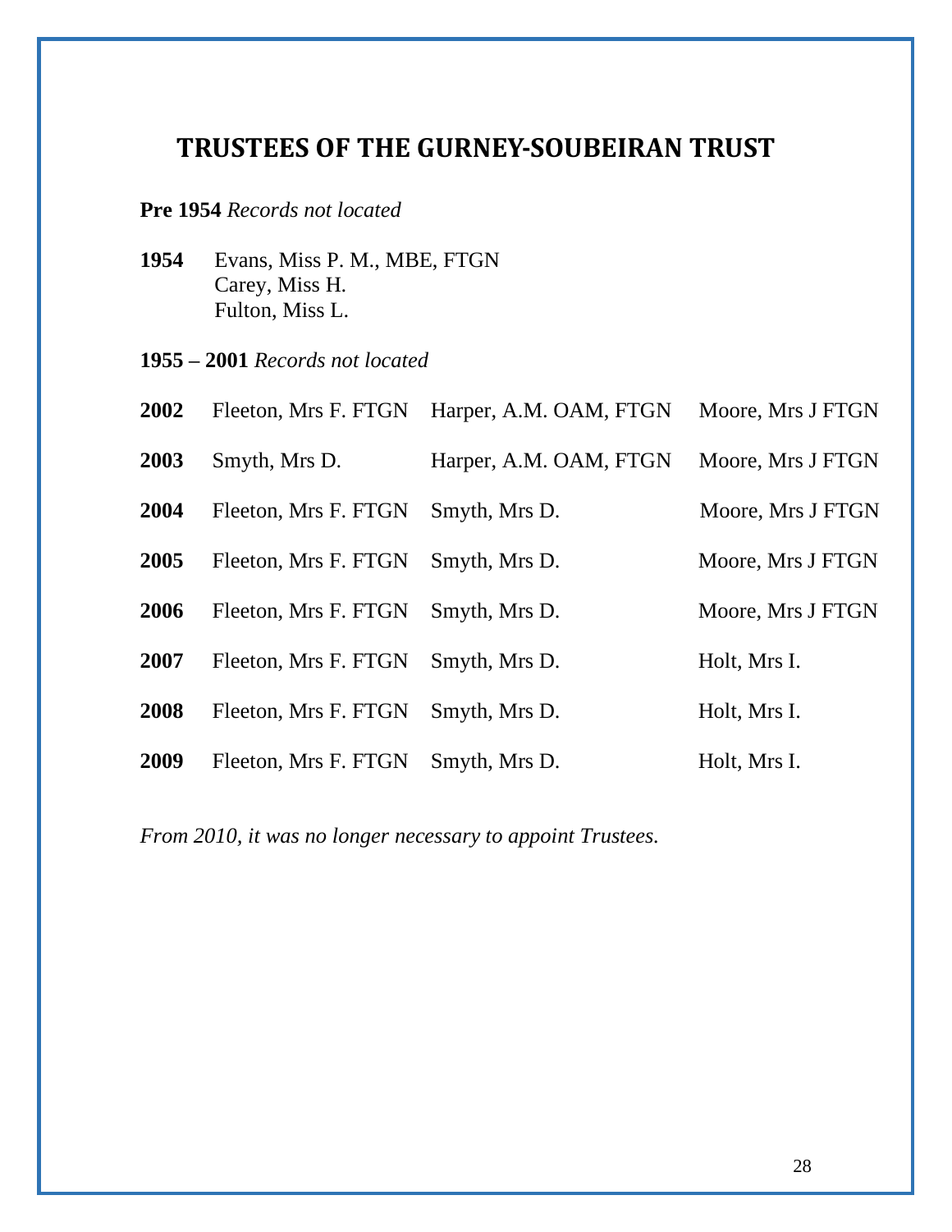## TRUSTEES OF THE GURNEY-SOUBEIRAN TRUST

**Pre 1954** *Records not located*

**1954** Evans, Miss P. M., MBE, FTGN
Carey, Miss H.
Fulton, Miss L.

**1955 – 2001** *Records not located*

| | | | |
|---|---|---|---|
| **2002** | Fleeton, Mrs F. FTGN | Harper, A.M. OAM, FTGN | Moore, Mrs J FTGN |
| **2003** | Smyth, Mrs D. | Harper, A.M. OAM, FTGN | Moore, Mrs J FTGN |
| **2004** | Fleeton, Mrs F. FTGN | Smyth, Mrs D. | Moore, Mrs J FTGN |
| **2005** | Fleeton, Mrs F. FTGN | Smyth, Mrs D. | Moore, Mrs J FTGN |
| **2006** | Fleeton, Mrs F. FTGN | Smyth, Mrs D. | Moore, Mrs J FTGN |
| **2007** | Fleeton, Mrs F. FTGN | Smyth, Mrs D. | Holt, Mrs I. |
| **2008** | Fleeton, Mrs F. FTGN | Smyth, Mrs D. | Holt, Mrs I. |
| **2009** | Fleeton, Mrs F. FTGN | Smyth, Mrs D. | Holt, Mrs I. |

*From 2010, it was no longer necessary to appoint Trustees.*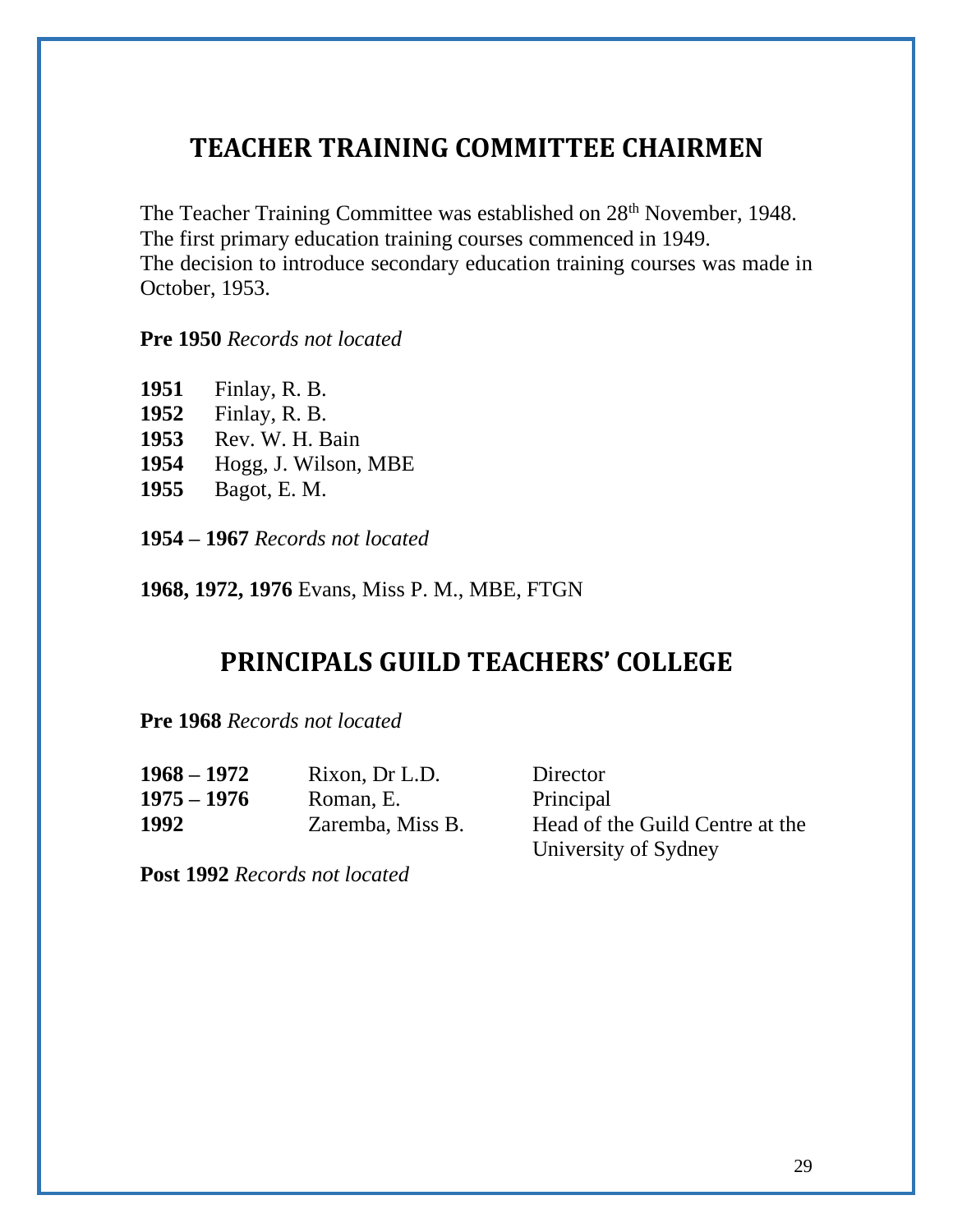## TEACHER TRAINING COMMITTEE CHAIRMEN

The Teacher Training Committee was established on 28th November, 1948.
The first primary education training courses commenced in 1949.
The decision to introduce secondary education training courses was made in October, 1953.

**Pre 1950** *Records not located*

**1951** Finlay, R. B.
**1952** Finlay, R. B.
**1953** Rev. W. H. Bain
**1954** Hogg, J. Wilson, MBE
**1955** Bagot, E. M.

**1954 – 1967** *Records not located*

**1968, 1972, 1976** Evans, Miss P. M., MBE, FTGN

## PRINCIPALS GUILD TEACHERS' COLLEGE

**Pre 1968** *Records not located*

| | | |
|---|---|---|
| **1968 – 1972** | Rixon, Dr L.D. | Director |
| **1975 – 1976** | Roman, E. | Principal |
| **1992** | Zaremba, Miss B. | Head of the Guild Centre at the University of Sydney |

**Post 1992** *Records not located*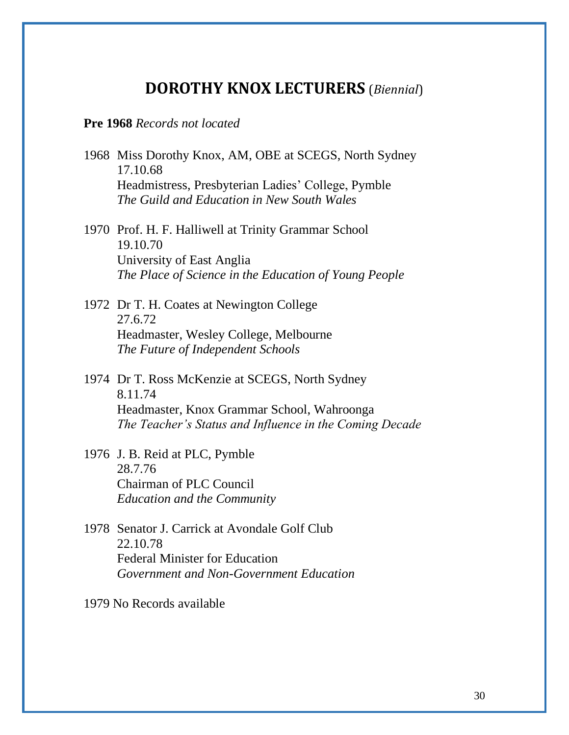## DOROTHY KNOX LECTURERS (*Biennial*)

**Pre 1968** *Records not located*

1968 Miss Dorothy Knox, AM, OBE at SCEGS, North Sydney
17.10.68
Headmistress, Presbyterian Ladies' College, Pymble
*The Guild and Education in New South Wales*

1970 Prof. H. F. Halliwell at Trinity Grammar School
19.10.70
University of East Anglia
*The Place of Science in the Education of Young People*

1972 Dr T. H. Coates at Newington College
27.6.72
Headmaster, Wesley College, Melbourne
*The Future of Independent Schools*

1974 Dr T. Ross McKenzie at SCEGS, North Sydney
8.11.74
Headmaster, Knox Grammar School, Wahroonga
*The Teacher's Status and Influence in the Coming Decade*

1976 J. B. Reid at PLC, Pymble
28.7.76
Chairman of PLC Council
*Education and the Community*

1978 Senator J. Carrick at Avondale Golf Club
22.10.78
Federal Minister for Education
*Government and Non-Government Education*

1979 No Records available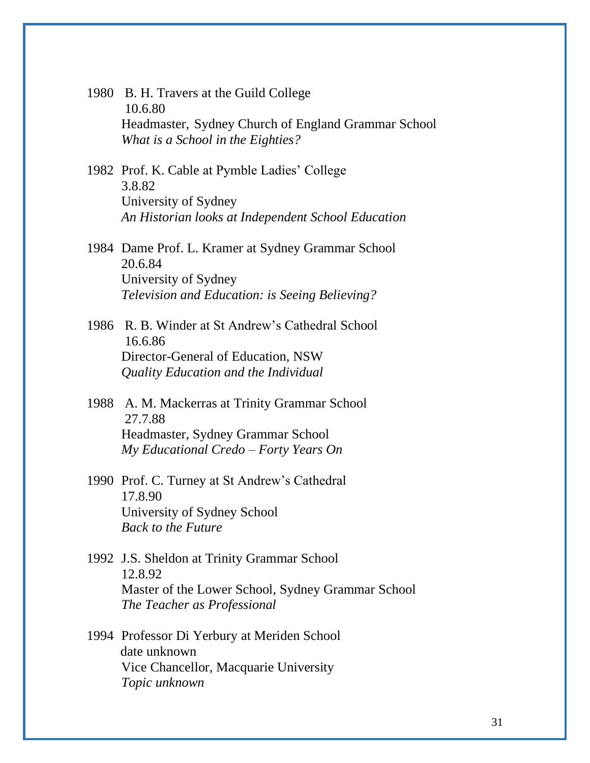1980 B. H. Travers at the Guild College
10.6.80
Headmaster, Sydney Church of England Grammar School
*What is a School in the Eighties?*

1982 Prof. K. Cable at Pymble Ladies' College
3.8.82
University of Sydney
*An Historian looks at Independent School Education*

1984 Dame Prof. L. Kramer at Sydney Grammar School
20.6.84
University of Sydney
*Television and Education: is Seeing Believing?*

1986 R. B. Winder at St Andrew's Cathedral School
16.6.86
Director-General of Education, NSW
*Quality Education and the Individual*

1988 A. M. Mackerras at Trinity Grammar School
27.7.88
Headmaster, Sydney Grammar School
*My Educational Credo – Forty Years On*

1990 Prof. C. Turney at St Andrew's Cathedral
17.8.90
University of Sydney School
*Back to the Future*

1992 J.S. Sheldon at Trinity Grammar School
12.8.92
Master of the Lower School, Sydney Grammar School
*The Teacher as Professional*

1994 Professor Di Yerbury at Meriden School
date unknown
Vice Chancellor, Macquarie University
*Topic unknown*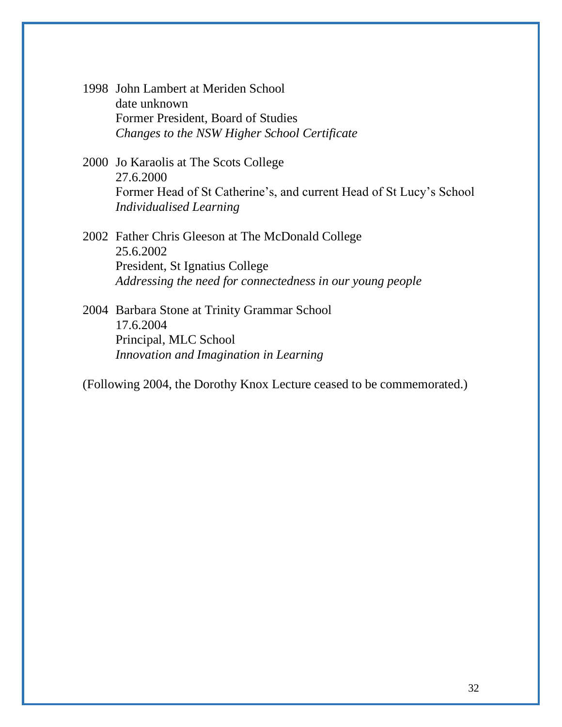1998 John Lambert at Meriden School
date unknown
Former President, Board of Studies
*Changes to the NSW Higher School Certificate*

2000 Jo Karaolis at The Scots College
27.6.2000
Former Head of St Catherine's, and current Head of St Lucy's School
*Individualised Learning*

2002 Father Chris Gleeson at The McDonald College
25.6.2002
President, St Ignatius College
*Addressing the need for connectedness in our young people*

2004 Barbara Stone at Trinity Grammar School
17.6.2004
Principal, MLC School
*Innovation and Imagination in Learning*

(Following 2004, the Dorothy Knox Lecture ceased to be commemorated.)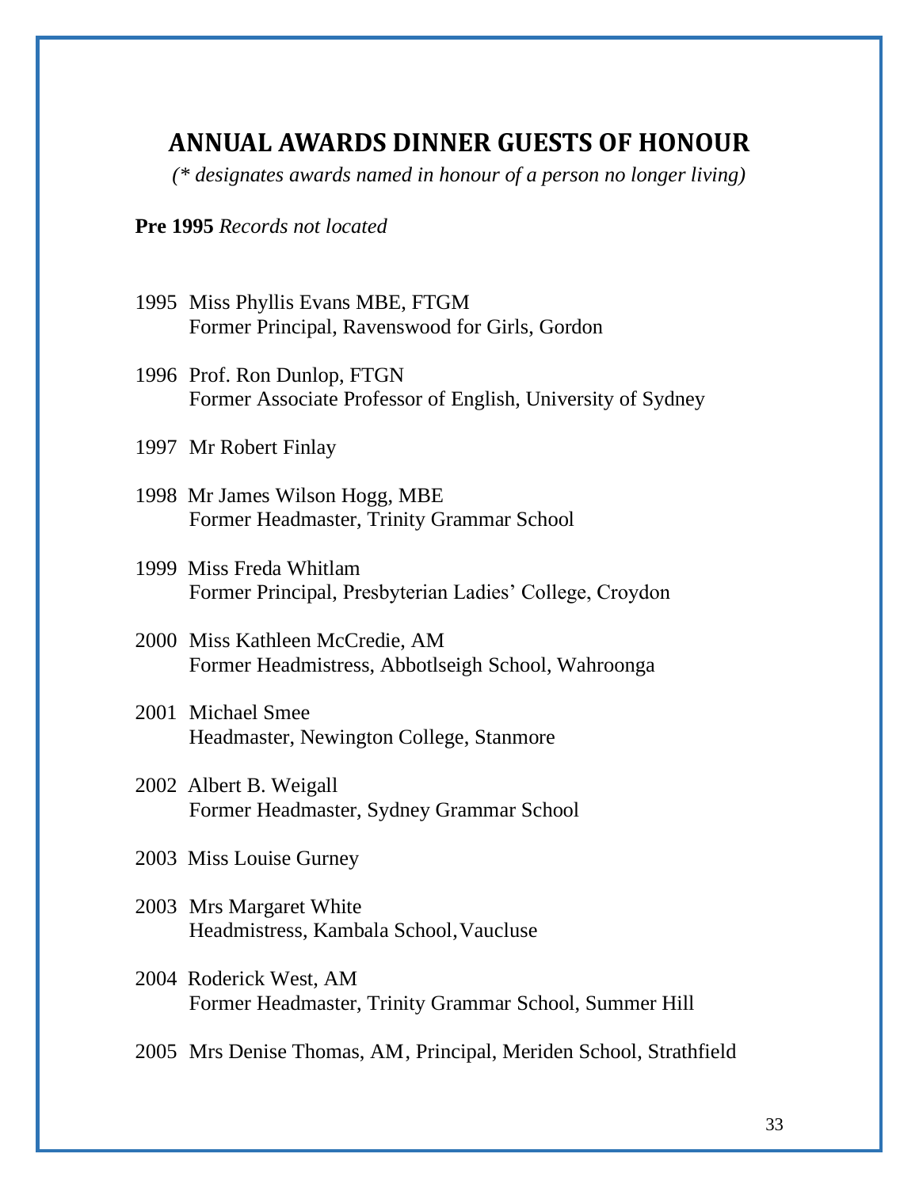## ANNUAL AWARDS DINNER GUESTS OF HONOUR

*(* designates awards named in honour of a person no longer living)*

**Pre 1995** *Records not located*

1995 Miss Phyllis Evans MBE, FTGM
Former Principal, Ravenswood for Girls, Gordon

1996 Prof. Ron Dunlop, FTGN
Former Associate Professor of English, University of Sydney

1997 Mr Robert Finlay

1998 Mr James Wilson Hogg, MBE
Former Headmaster, Trinity Grammar School

1999 Miss Freda Whitlam
Former Principal, Presbyterian Ladies' College, Croydon

2000 Miss Kathleen McCredie, AM
Former Headmistress, Abbotlseigh School, Wahroonga

2001 Michael Smee
Headmaster, Newington College, Stanmore

2002 Albert B. Weigall
Former Headmaster, Sydney Grammar School

2003 Miss Louise Gurney

2003 Mrs Margaret White
Headmistress, Kambala School, Vaucluse

2004 Roderick West, AM
Former Headmaster, Trinity Grammar School, Summer Hill

2005 Mrs Denise Thomas, AM, Principal, Meriden School, Strathfield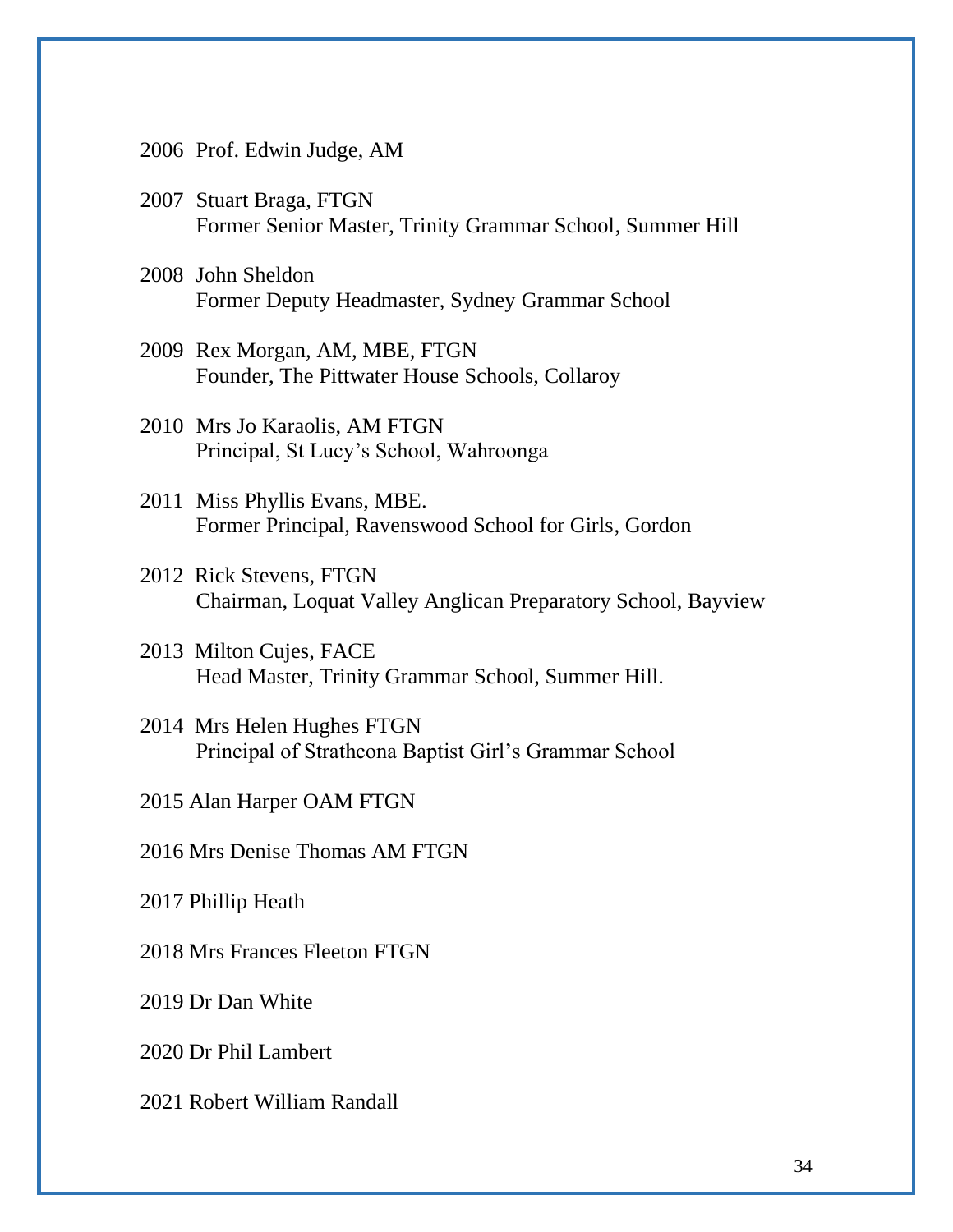2006 Prof. Edwin Judge, AM

2007 Stuart Braga, FTGN
Former Senior Master, Trinity Grammar School, Summer Hill

2008 John Sheldon
Former Deputy Headmaster, Sydney Grammar School

2009 Rex Morgan, AM, MBE, FTGN
Founder, The Pittwater House Schools, Collaroy

2010 Mrs Jo Karaolis, AM FTGN
Principal, St Lucy's School, Wahroonga

2011 Miss Phyllis Evans, MBE.
Former Principal, Ravenswood School for Girls, Gordon

2012 Rick Stevens, FTGN
Chairman, Loquat Valley Anglican Preparatory School, Bayview

2013 Milton Cujes, FACE
Head Master, Trinity Grammar School, Summer Hill.

2014 Mrs Helen Hughes FTGN
Principal of Strathcona Baptist Girl's Grammar School

2015 Alan Harper OAM FTGN

2016 Mrs Denise Thomas AM FTGN

2017 Phillip Heath

2018 Mrs Frances Fleeton FTGN

2019 Dr Dan White

2020 Dr Phil Lambert

2021 Robert William Randall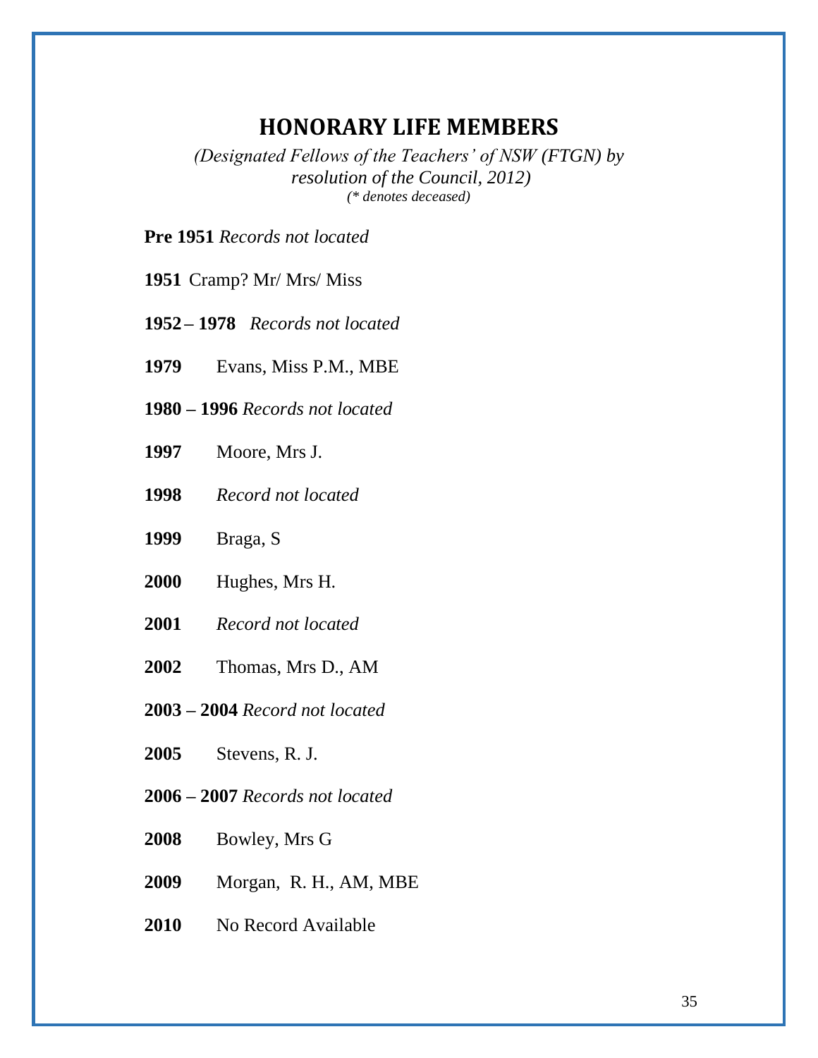# HONORARY LIFE MEMBERS

*(Designated Fellows of the Teachers' of NSW (FTGN) by resolution of the Council, 2012)*
*(* denotes deceased)*

**Pre 1951** *Records not located*

**1951** Cramp? Mr/ Mrs/ Miss

**1952 – 1978** *Records not located*

**1979** Evans, Miss P.M., MBE

**1980 – 1996** *Records not located*

**1997** Moore, Mrs J.

**1998** *Record not located*

**1999** Braga, S

**2000** Hughes, Mrs H.

**2001** *Record not located*

**2002** Thomas, Mrs D., AM

**2003 – 2004** *Record not located*

**2005** Stevens, R. J.

**2006 – 2007** *Records not located*

**2008** Bowley, Mrs G

**2009** Morgan, R. H., AM, MBE

**2010** No Record Available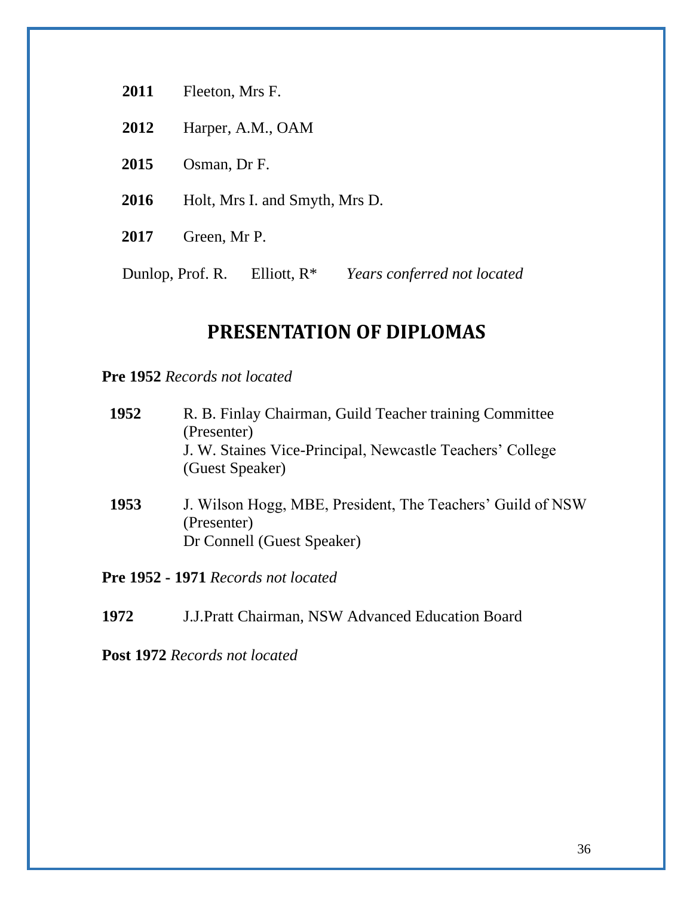**2011** Fleeton, Mrs F.

**2012** Harper, A.M., OAM

**2015** Osman, Dr F.

**2016** Holt, Mrs I. and Smyth, Mrs D.

**2017** Green, Mr P.

Dunlop, Prof. R. Elliott, R* *Years conferred not located*

## PRESENTATION OF DIPLOMAS

**Pre 1952** *Records not located*

**1952** R. B. Finlay Chairman, Guild Teacher training Committee (Presenter)
J. W. Staines Vice-Principal, Newcastle Teachers' College (Guest Speaker)

**1953** J. Wilson Hogg, MBE, President, The Teachers' Guild of NSW (Presenter)
Dr Connell (Guest Speaker)

**Pre 1952 - 1971** *Records not located*

**1972** J.J.Pratt Chairman, NSW Advanced Education Board

**Post 1972** *Records not located*